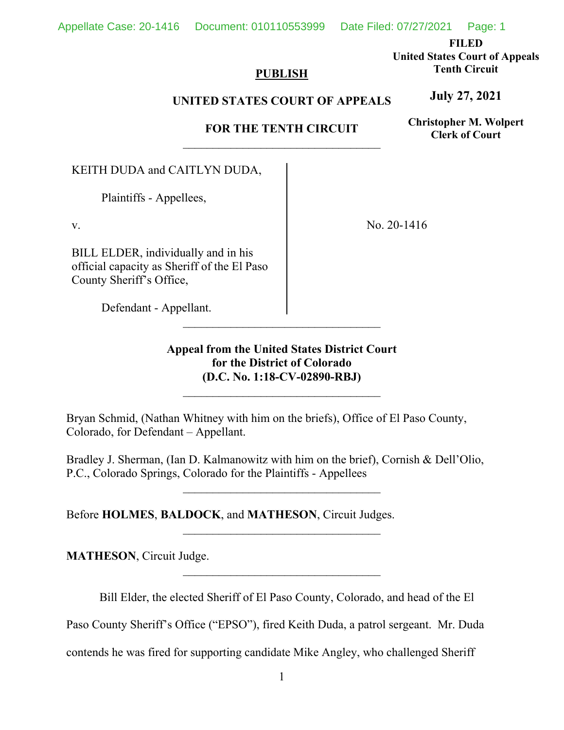**FILED**
**United States Court of Appeals**
**Tenth Circuit**

**July 27, 2021**

**Christopher M. Wolpert**
**Clerk of Court**

**PUBLISH**

**UNITED STATES COURT OF APPEALS**

**FOR THE TENTH CIRCUIT**

---

KEITH DUDA and CAITLYN DUDA,

Plaintiffs - Appellees,

v.

BILL ELDER, individually and in his official capacity as Sheriff of the El Paso County Sheriff's Office,

Defendant - Appellant.

No. 20-1416

---

**Appeal from the United States District Court for the District of Colorado (D.C. No. 1:18-CV-02890-RBJ)**

---

Bryan Schmid, (Nathan Whitney with him on the briefs), Office of El Paso County, Colorado, for Defendant – Appellant.

Bradley J. Sherman, (Ian D. Kalmanowitz with him on the brief), Cornish & Dell'Olio, P.C., Colorado Springs, Colorado for the Plaintiffs - Appellees

---

Before **HOLMES**, **BALDOCK**, and **MATHESON**, Circuit Judges.

---

**MATHESON**, Circuit Judge.

---

Bill Elder, the elected Sheriff of El Paso County, Colorado, and head of the El Paso County Sheriff's Office ("EPSO"), fired Keith Duda, a patrol sergeant. Mr. Duda contends he was fired for supporting candidate Mike Angley, who challenged Sheriff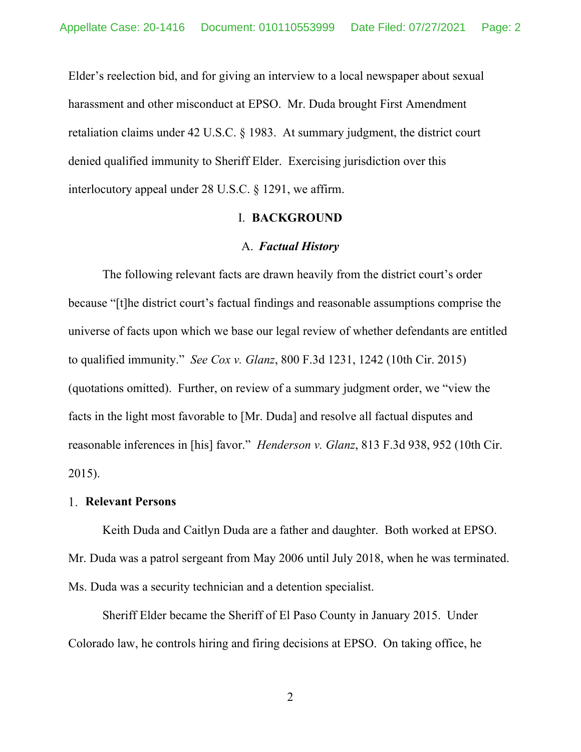Elder's reelection bid, and for giving an interview to a local newspaper about sexual harassment and other misconduct at EPSO. Mr. Duda brought First Amendment retaliation claims under 42 U.S.C. § 1983. At summary judgment, the district court denied qualified immunity to Sheriff Elder. Exercising jurisdiction over this interlocutory appeal under 28 U.S.C. § 1291, we affirm.

## I. BACKGROUND

### A. *Factual History*

The following relevant facts are drawn heavily from the district court's order because "[t]he district court's factual findings and reasonable assumptions comprise the universe of facts upon which we base our legal review of whether defendants are entitled to qualified immunity." *See Cox v. Glanz*, 800 F.3d 1231, 1242 (10th Cir. 2015) (quotations omitted). Further, on review of a summary judgment order, we "view the facts in the light most favorable to [Mr. Duda] and resolve all factual disputes and reasonable inferences in [his] favor." *Henderson v. Glanz*, 813 F.3d 938, 952 (10th Cir. 2015).

#### 1. Relevant Persons

Keith Duda and Caitlyn Duda are a father and daughter. Both worked at EPSO. Mr. Duda was a patrol sergeant from May 2006 until July 2018, when he was terminated. Ms. Duda was a security technician and a detention specialist.

Sheriff Elder became the Sheriff of El Paso County in January 2015. Under Colorado law, he controls hiring and firing decisions at EPSO. On taking office, he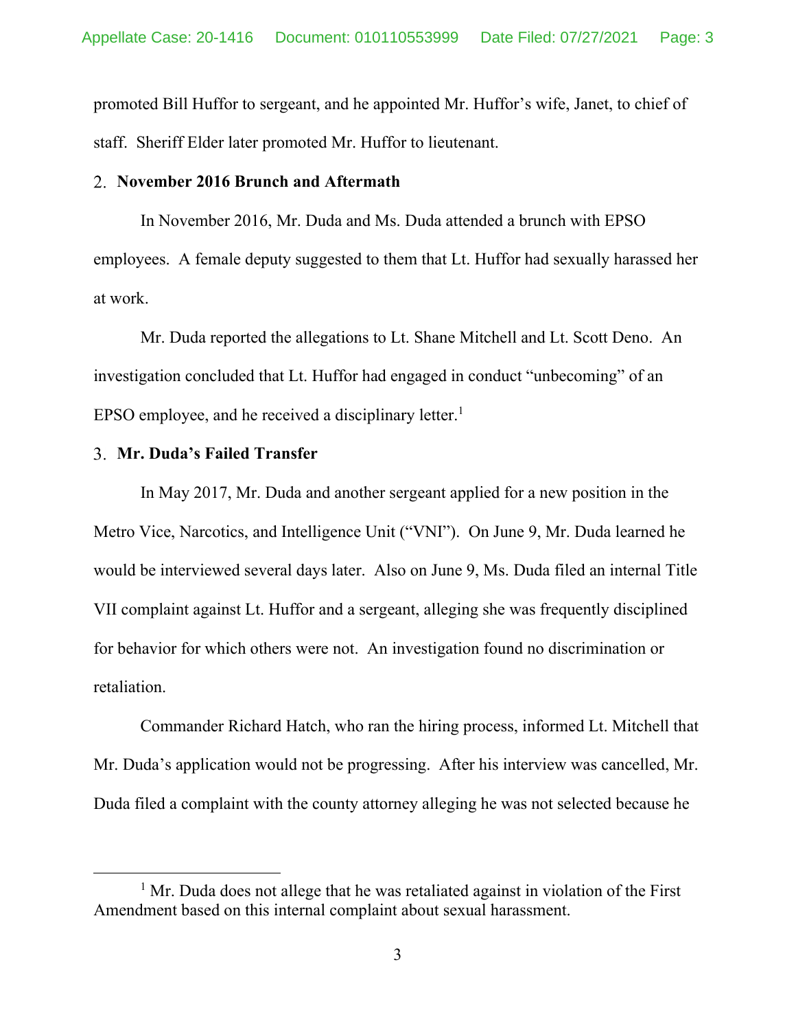promoted Bill Huffor to sergeant, and he appointed Mr. Huffor's wife, Janet, to chief of staff. Sheriff Elder later promoted Mr. Huffor to lieutenant.

### 2. November 2016 Brunch and Aftermath

In November 2016, Mr. Duda and Ms. Duda attended a brunch with EPSO employees. A female deputy suggested to them that Lt. Huffor had sexually harassed her at work.

Mr. Duda reported the allegations to Lt. Shane Mitchell and Lt. Scott Deno. An investigation concluded that Lt. Huffor had engaged in conduct "unbecoming" of an EPSO employee, and he received a disciplinary letter.[1]

### 3. Mr. Duda's Failed Transfer

In May 2017, Mr. Duda and another sergeant applied for a new position in the Metro Vice, Narcotics, and Intelligence Unit ("VNI"). On June 9, Mr. Duda learned he would be interviewed several days later. Also on June 9, Ms. Duda filed an internal Title VII complaint against Lt. Huffor and a sergeant, alleging she was frequently disciplined for behavior for which others were not. An investigation found no discrimination or retaliation.

Commander Richard Hatch, who ran the hiring process, informed Lt. Mitchell that Mr. Duda's application would not be progressing. After his interview was cancelled, Mr. Duda filed a complaint with the county attorney alleging he was not selected because he

---

[1] Mr. Duda does not allege that he was retaliated against in violation of the First Amendment based on this internal complaint about sexual harassment.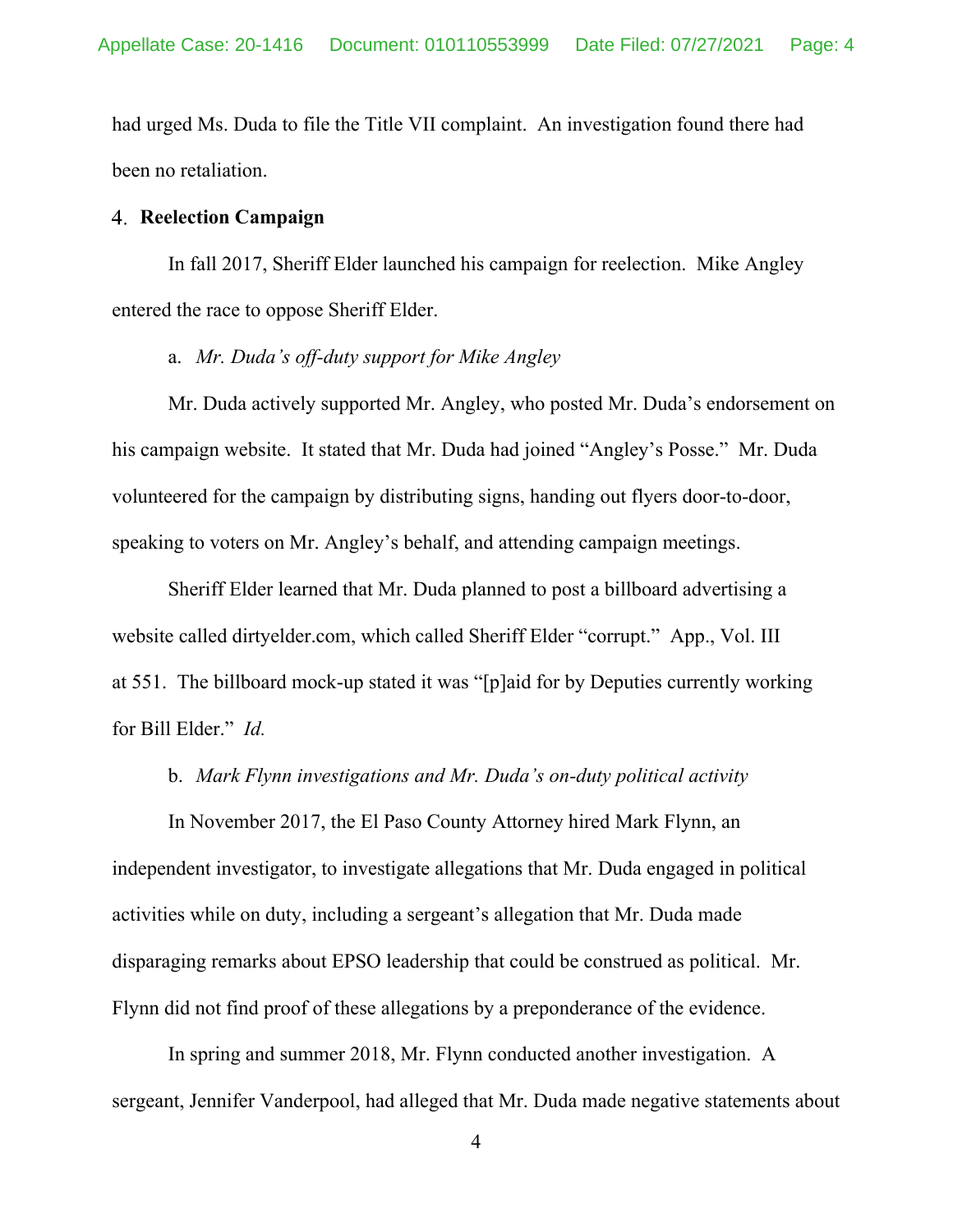had urged Ms. Duda to file the Title VII complaint. An investigation found there had been no retaliation.

### 4. Reelection Campaign

In fall 2017, Sheriff Elder launched his campaign for reelection. Mike Angley entered the race to oppose Sheriff Elder.

a. *Mr. Duda's off-duty support for Mike Angley*

Mr. Duda actively supported Mr. Angley, who posted Mr. Duda's endorsement on his campaign website. It stated that Mr. Duda had joined "Angley's Posse." Mr. Duda volunteered for the campaign by distributing signs, handing out flyers door-to-door, speaking to voters on Mr. Angley's behalf, and attending campaign meetings.

Sheriff Elder learned that Mr. Duda planned to post a billboard advertising a website called dirtyelder.com, which called Sheriff Elder "corrupt." App., Vol. III at 551. The billboard mock-up stated it was "[p]aid for by Deputies currently working for Bill Elder." *Id.*

b. *Mark Flynn investigations and Mr. Duda's on-duty political activity*

In November 2017, the El Paso County Attorney hired Mark Flynn, an independent investigator, to investigate allegations that Mr. Duda engaged in political activities while on duty, including a sergeant's allegation that Mr. Duda made disparaging remarks about EPSO leadership that could be construed as political. Mr. Flynn did not find proof of these allegations by a preponderance of the evidence.

In spring and summer 2018, Mr. Flynn conducted another investigation. A sergeant, Jennifer Vanderpool, had alleged that Mr. Duda made negative statements about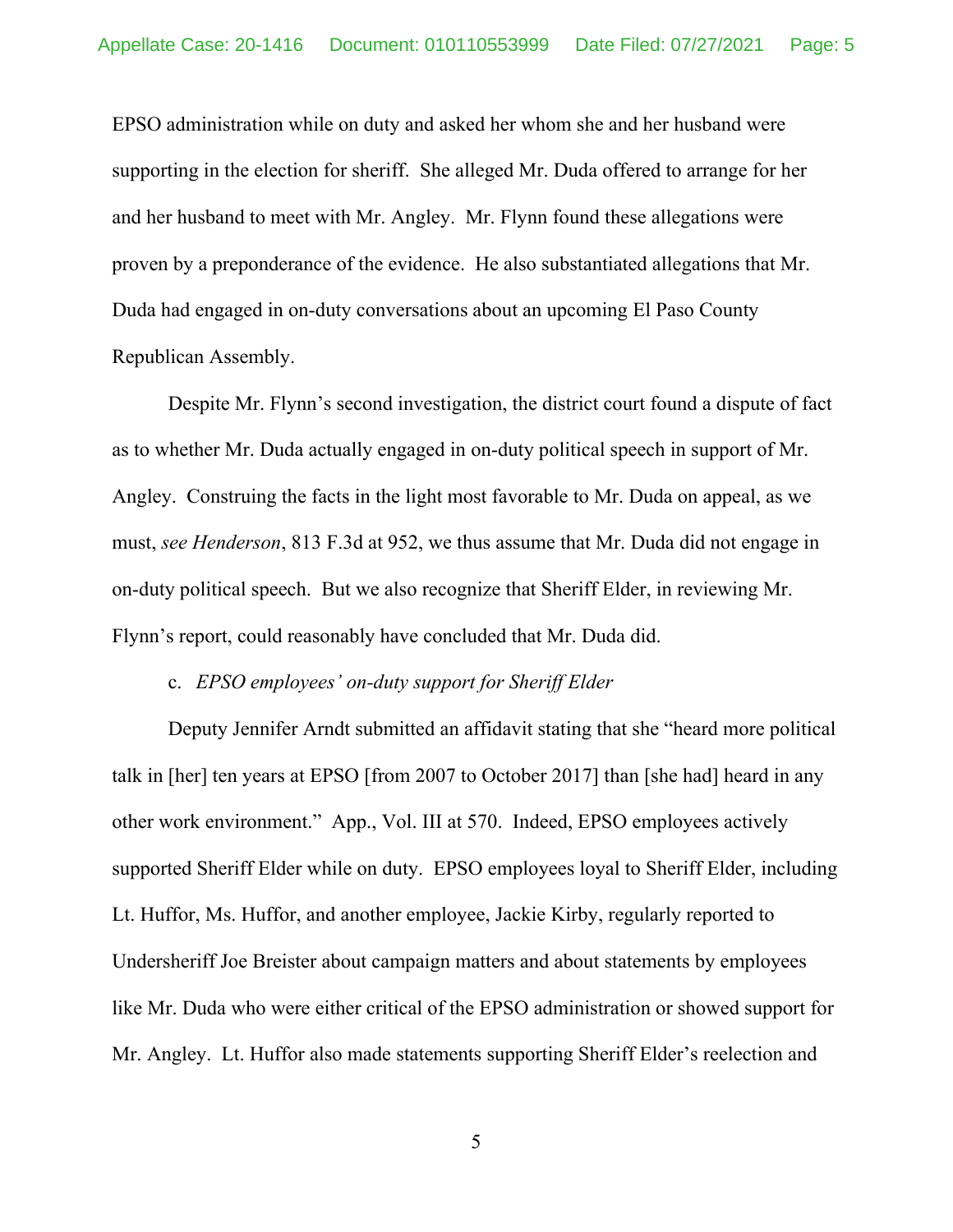EPSO administration while on duty and asked her whom she and her husband were supporting in the election for sheriff. She alleged Mr. Duda offered to arrange for her and her husband to meet with Mr. Angley. Mr. Flynn found these allegations were proven by a preponderance of the evidence. He also substantiated allegations that Mr. Duda had engaged in on-duty conversations about an upcoming El Paso County Republican Assembly.

Despite Mr. Flynn's second investigation, the district court found a dispute of fact as to whether Mr. Duda actually engaged in on-duty political speech in support of Mr. Angley. Construing the facts in the light most favorable to Mr. Duda on appeal, as we must, *see Henderson*, 813 F.3d at 952, we thus assume that Mr. Duda did not engage in on-duty political speech. But we also recognize that Sheriff Elder, in reviewing Mr. Flynn's report, could reasonably have concluded that Mr. Duda did.

c. *EPSO employees' on-duty support for Sheriff Elder*

Deputy Jennifer Arndt submitted an affidavit stating that she "heard more political talk in [her] ten years at EPSO [from 2007 to October 2017] than [she had] heard in any other work environment." App., Vol. III at 570. Indeed, EPSO employees actively supported Sheriff Elder while on duty. EPSO employees loyal to Sheriff Elder, including Lt. Huffor, Ms. Huffor, and another employee, Jackie Kirby, regularly reported to Undersheriff Joe Breister about campaign matters and about statements by employees like Mr. Duda who were either critical of the EPSO administration or showed support for Mr. Angley. Lt. Huffor also made statements supporting Sheriff Elder's reelection and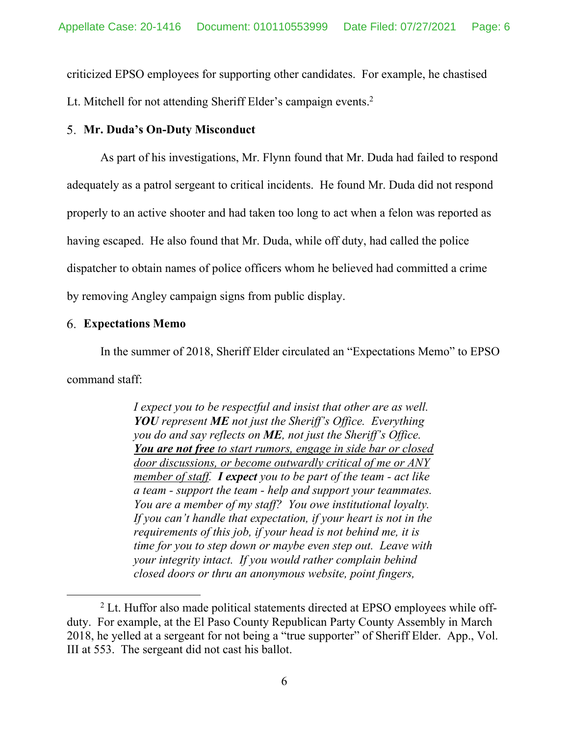criticized EPSO employees for supporting other candidates. For example, he chastised Lt. Mitchell for not attending Sheriff Elder's campaign events.[2]

### 5. Mr. Duda's On-Duty Misconduct

As part of his investigations, Mr. Flynn found that Mr. Duda had failed to respond adequately as a patrol sergeant to critical incidents. He found Mr. Duda did not respond properly to an active shooter and had taken too long to act when a felon was reported as having escaped. He also found that Mr. Duda, while off duty, had called the police dispatcher to obtain names of police officers whom he believed had committed a crime by removing Angley campaign signs from public display.

### 6. Expectations Memo

In the summer of 2018, Sheriff Elder circulated an "Expectations Memo" to EPSO command staff:

> *I expect you to be respectful and insist that other are as well.* ***YOU*** *represent* ***ME*** *not just the Sheriff's Office. Everything you do and say reflects on* ***ME****, not just the Sheriff's Office.* <u>***You are not free*** *to start rumors, engage in side bar or closed door discussions, or become outwardly critical of me or ANY member of staff.*</u> ***I expect*** *you to be part of the team - act like a team - support the team - help and support your teammates. You are a member of my staff? You owe institutional loyalty. If you can't handle that expectation, if your heart is not in the requirements of this job, if your head is not behind me, it is time for you to step down or maybe even step out. Leave with your integrity intact. If you would rather complain behind closed doors or thru an anonymous website, point fingers,*

---

[2] Lt. Huffor also made political statements directed at EPSO employees while off-duty. For example, at the El Paso County Republican Party County Assembly in March 2018, he yelled at a sergeant for not being a "true supporter" of Sheriff Elder. App., Vol. III at 553. The sergeant did not cast his ballot.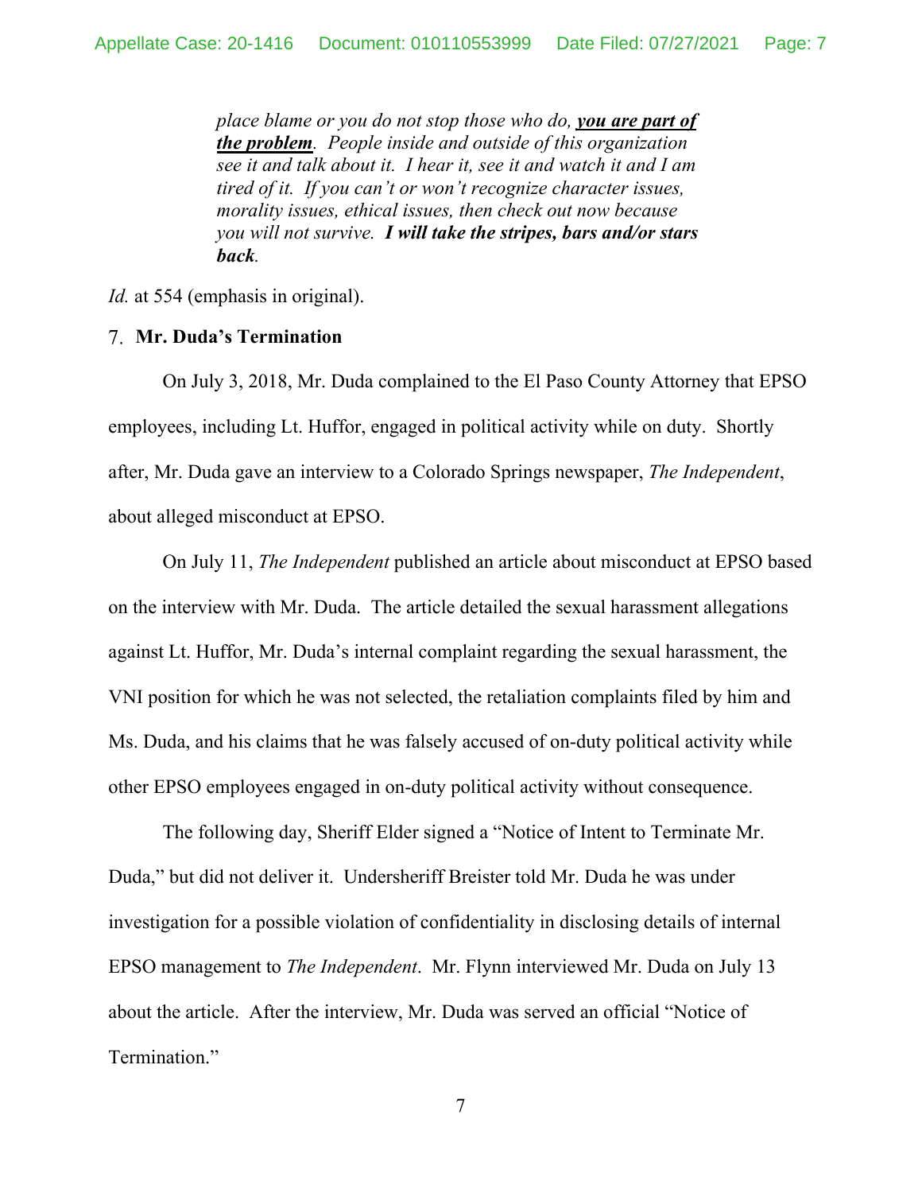> *place blame or you do not stop those who do, **you are part of the problem**. People inside and outside of this organization see it and talk about it. I hear it, see it and watch it and I am tired of it. If you can't or won't recognize character issues, morality issues, ethical issues, then check out now because you will not survive. **I will take the stripes, bars and/or stars back**.*

*Id.* at 554 (emphasis in original).

### 7. Mr. Duda's Termination

On July 3, 2018, Mr. Duda complained to the El Paso County Attorney that EPSO employees, including Lt. Huffor, engaged in political activity while on duty. Shortly after, Mr. Duda gave an interview to a Colorado Springs newspaper, *The Independent*, about alleged misconduct at EPSO.

On July 11, *The Independent* published an article about misconduct at EPSO based on the interview with Mr. Duda. The article detailed the sexual harassment allegations against Lt. Huffor, Mr. Duda's internal complaint regarding the sexual harassment, the VNI position for which he was not selected, the retaliation complaints filed by him and Ms. Duda, and his claims that he was falsely accused of on-duty political activity while other EPSO employees engaged in on-duty political activity without consequence.

The following day, Sheriff Elder signed a "Notice of Intent to Terminate Mr. Duda," but did not deliver it. Undersheriff Breister told Mr. Duda he was under investigation for a possible violation of confidentiality in disclosing details of internal EPSO management to *The Independent*. Mr. Flynn interviewed Mr. Duda on July 13 about the article. After the interview, Mr. Duda was served an official "Notice of Termination."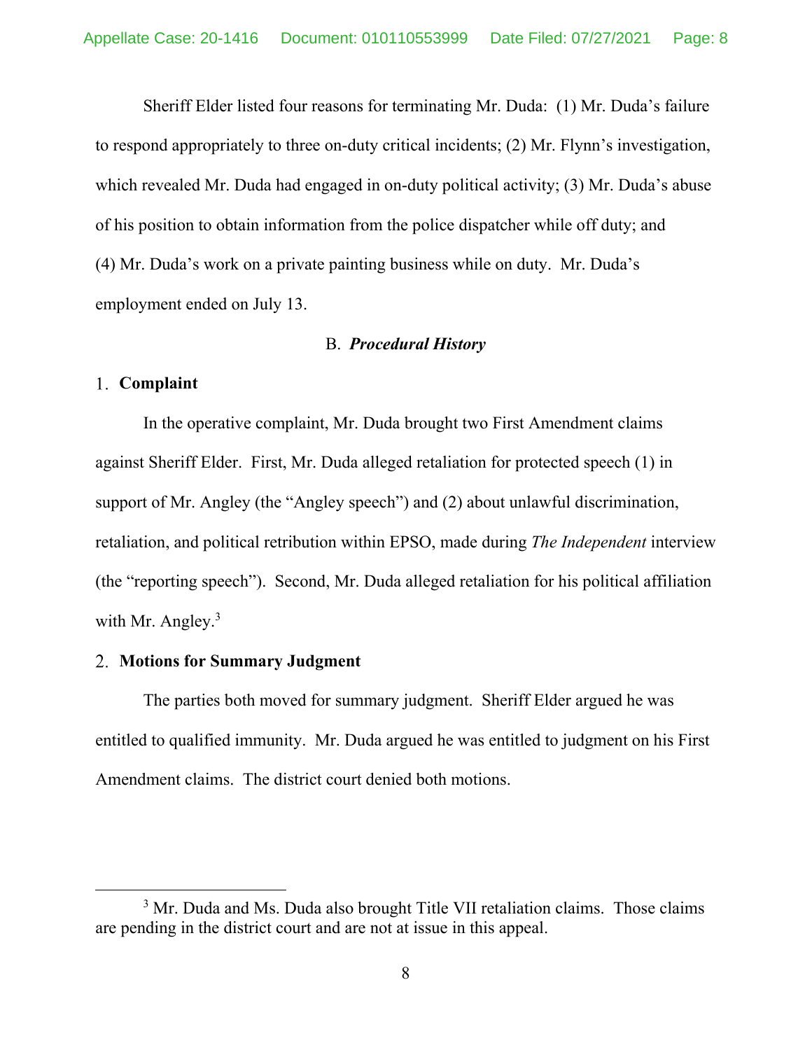Sheriff Elder listed four reasons for terminating Mr. Duda: (1) Mr. Duda's failure to respond appropriately to three on-duty critical incidents; (2) Mr. Flynn's investigation, which revealed Mr. Duda had engaged in on-duty political activity; (3) Mr. Duda's abuse of his position to obtain information from the police dispatcher while off duty; and (4) Mr. Duda's work on a private painting business while on duty. Mr. Duda's employment ended on July 13.

## B. *Procedural History*

### 1. Complaint

In the operative complaint, Mr. Duda brought two First Amendment claims against Sheriff Elder. First, Mr. Duda alleged retaliation for protected speech (1) in support of Mr. Angley (the "Angley speech") and (2) about unlawful discrimination, retaliation, and political retribution within EPSO, made during *The Independent* interview (the "reporting speech"). Second, Mr. Duda alleged retaliation for his political affiliation with Mr. Angley.[3]

### 2. Motions for Summary Judgment

The parties both moved for summary judgment. Sheriff Elder argued he was entitled to qualified immunity. Mr. Duda argued he was entitled to judgment on his First Amendment claims. The district court denied both motions.

[3] Mr. Duda and Ms. Duda also brought Title VII retaliation claims. Those claims are pending in the district court and are not at issue in this appeal.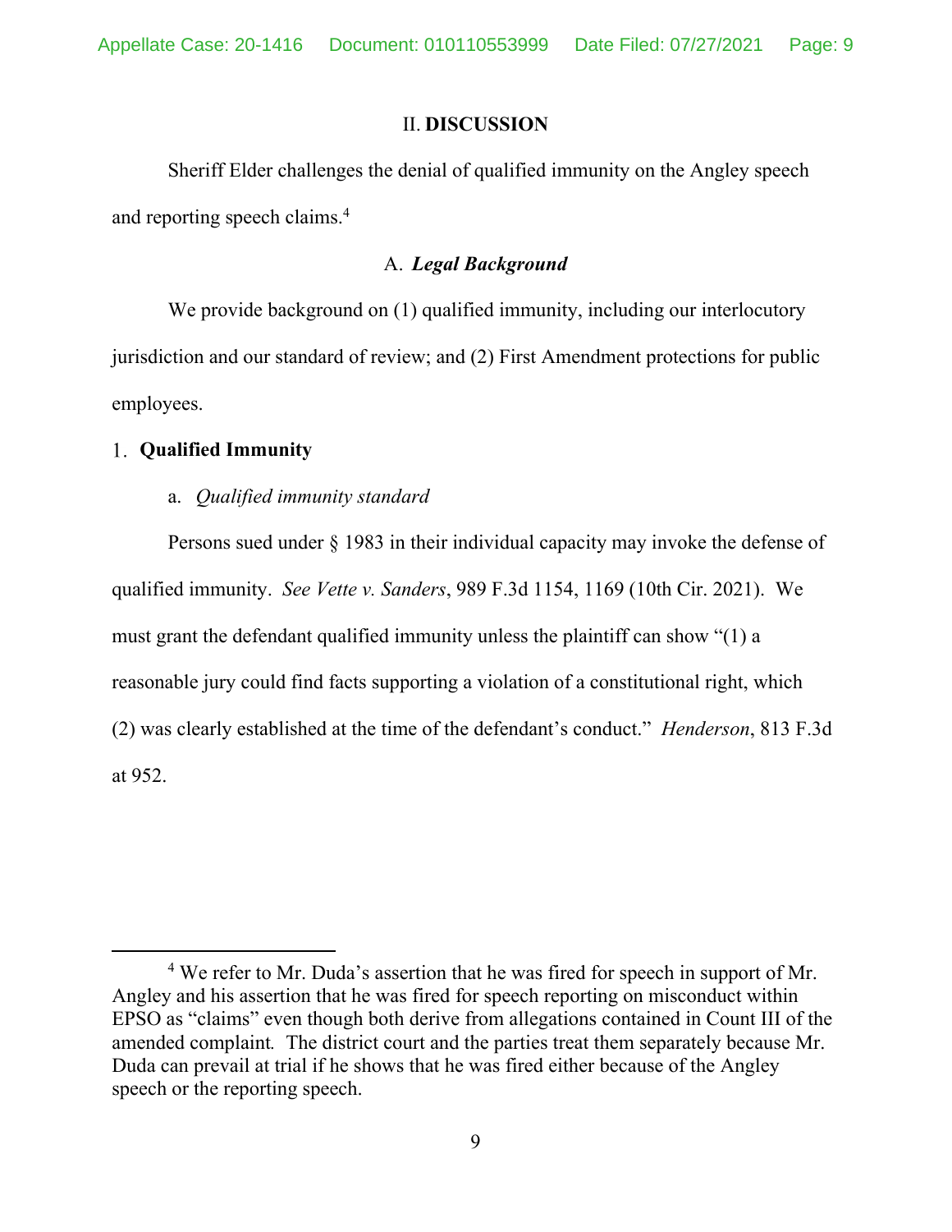## II. **DISCUSSION**

Sheriff Elder challenges the denial of qualified immunity on the Angley speech and reporting speech claims.[4]

### A. ***Legal Background***

We provide background on (1) qualified immunity, including our interlocutory jurisdiction and our standard of review; and (2) First Amendment protections for public employees.

#### 1. **Qualified Immunity**

a. *Qualified immunity standard*

Persons sued under § 1983 in their individual capacity may invoke the defense of qualified immunity. *See Vette v. Sanders*, 989 F.3d 1154, 1169 (10th Cir. 2021). We must grant the defendant qualified immunity unless the plaintiff can show "(1) a reasonable jury could find facts supporting a violation of a constitutional right, which (2) was clearly established at the time of the defendant's conduct." *Henderson*, 813 F.3d at 952.

---

[4] We refer to Mr. Duda's assertion that he was fired for speech in support of Mr. Angley and his assertion that he was fired for speech reporting on misconduct within EPSO as "claims" even though both derive from allegations contained in Count III of the amended complaint. The district court and the parties treat them separately because Mr. Duda can prevail at trial if he shows that he was fired either because of the Angley speech or the reporting speech.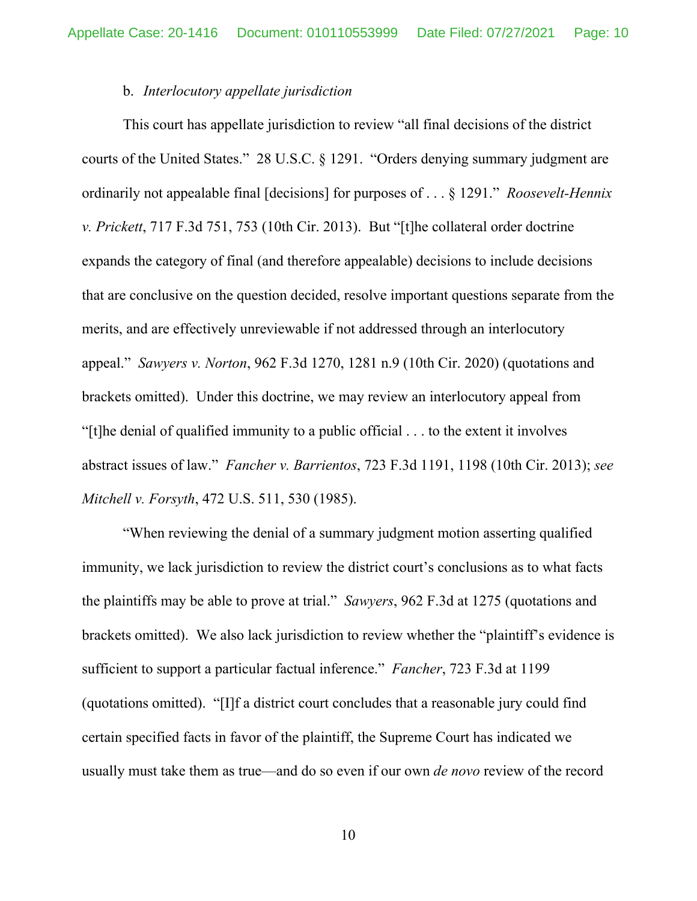b. *Interlocutory appellate jurisdiction*

This court has appellate jurisdiction to review "all final decisions of the district courts of the United States." 28 U.S.C. § 1291. "Orders denying summary judgment are ordinarily not appealable final [decisions] for purposes of . . . § 1291." *Roosevelt-Hennix v. Prickett*, 717 F.3d 751, 753 (10th Cir. 2013). But "[t]he collateral order doctrine expands the category of final (and therefore appealable) decisions to include decisions that are conclusive on the question decided, resolve important questions separate from the merits, and are effectively unreviewable if not addressed through an interlocutory appeal." *Sawyers v. Norton*, 962 F.3d 1270, 1281 n.9 (10th Cir. 2020) (quotations and brackets omitted). Under this doctrine, we may review an interlocutory appeal from "[t]he denial of qualified immunity to a public official . . . to the extent it involves abstract issues of law." *Fancher v. Barrientos*, 723 F.3d 1191, 1198 (10th Cir. 2013); *see Mitchell v. Forsyth*, 472 U.S. 511, 530 (1985).

"When reviewing the denial of a summary judgment motion asserting qualified immunity, we lack jurisdiction to review the district court's conclusions as to what facts the plaintiffs may be able to prove at trial." *Sawyers*, 962 F.3d at 1275 (quotations and brackets omitted). We also lack jurisdiction to review whether the "plaintiff's evidence is sufficient to support a particular factual inference." *Fancher*, 723 F.3d at 1199 (quotations omitted). "[I]f a district court concludes that a reasonable jury could find certain specified facts in favor of the plaintiff, the Supreme Court has indicated we usually must take them as true—and do so even if our own *de novo* review of the record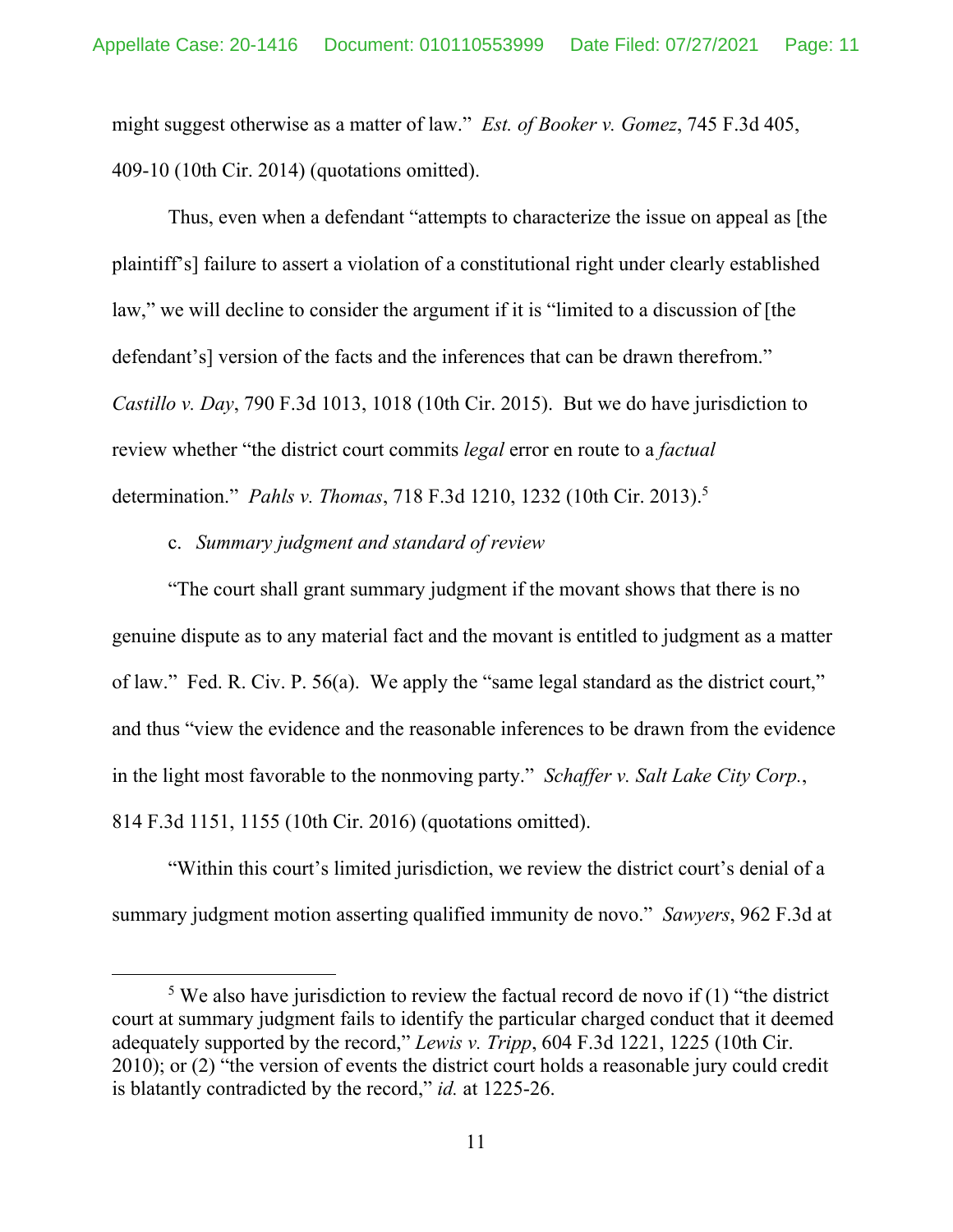might suggest otherwise as a matter of law." *Est. of Booker v. Gomez*, 745 F.3d 405, 409-10 (10th Cir. 2014) (quotations omitted).

Thus, even when a defendant "attempts to characterize the issue on appeal as [the plaintiff's] failure to assert a violation of a constitutional right under clearly established law," we will decline to consider the argument if it is "limited to a discussion of [the defendant's] version of the facts and the inferences that can be drawn therefrom." *Castillo v. Day*, 790 F.3d 1013, 1018 (10th Cir. 2015). But we do have jurisdiction to review whether "the district court commits *legal* error en route to a *factual* determination." *Pahls v. Thomas*, 718 F.3d 1210, 1232 (10th Cir. 2013).[5]

c. *Summary judgment and standard of review*

"The court shall grant summary judgment if the movant shows that there is no genuine dispute as to any material fact and the movant is entitled to judgment as a matter of law." Fed. R. Civ. P. 56(a). We apply the "same legal standard as the district court," and thus "view the evidence and the reasonable inferences to be drawn from the evidence in the light most favorable to the nonmoving party." *Schaffer v. Salt Lake City Corp.*, 814 F.3d 1151, 1155 (10th Cir. 2016) (quotations omitted).

"Within this court's limited jurisdiction, we review the district court's denial of a summary judgment motion asserting qualified immunity de novo." *Sawyers*, 962 F.3d at

---

[5] We also have jurisdiction to review the factual record de novo if (1) "the district court at summary judgment fails to identify the particular charged conduct that it deemed adequately supported by the record," *Lewis v. Tripp*, 604 F.3d 1221, 1225 (10th Cir. 2010); or (2) "the version of events the district court holds a reasonable jury could credit is blatantly contradicted by the record," *id.* at 1225-26.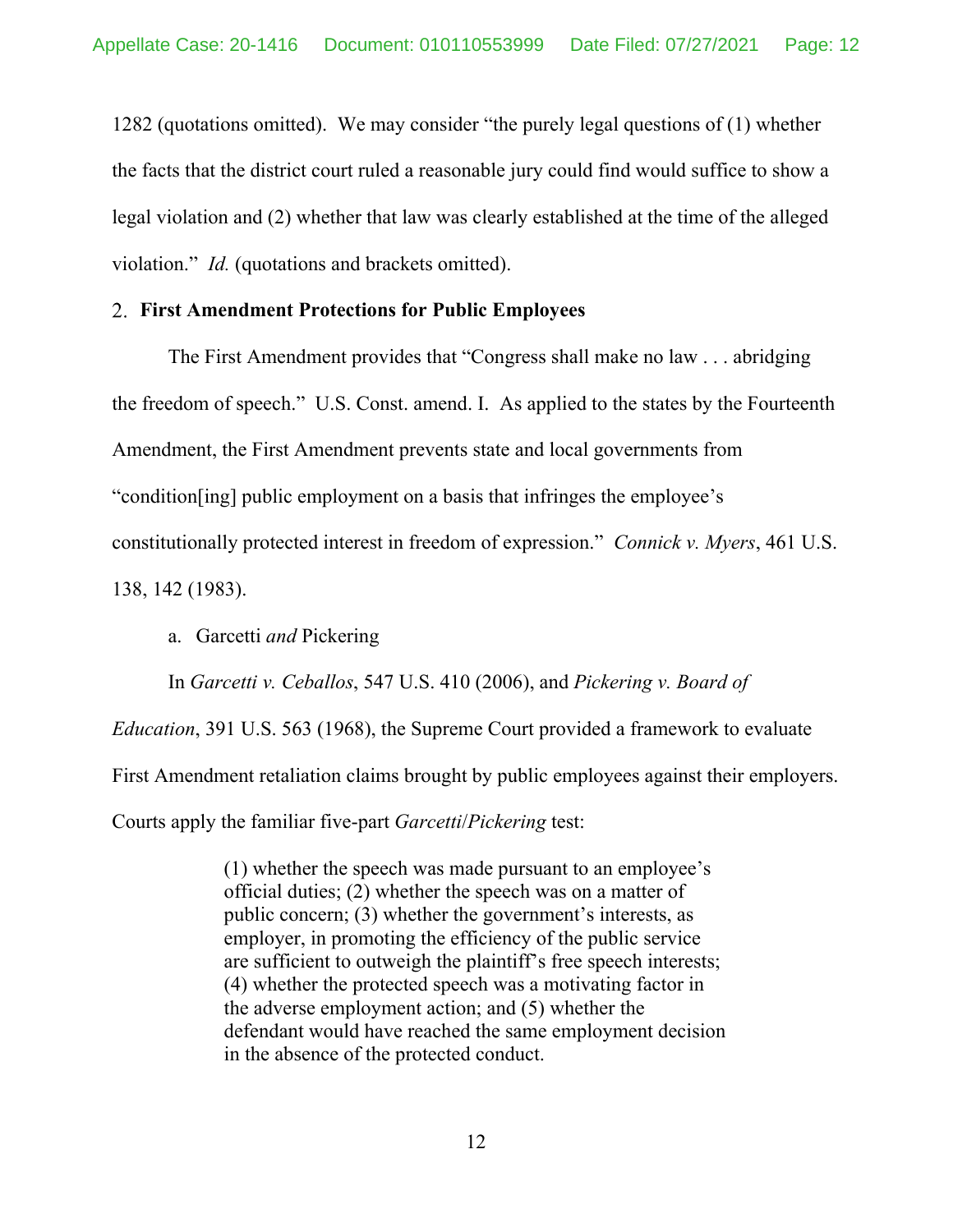1282 (quotations omitted). We may consider "the purely legal questions of (1) whether the facts that the district court ruled a reasonable jury could find would suffice to show a legal violation and (2) whether that law was clearly established at the time of the alleged violation." *Id.* (quotations and brackets omitted).

## 2. First Amendment Protections for Public Employees

The First Amendment provides that "Congress shall make no law . . . abridging the freedom of speech." U.S. Const. amend. I. As applied to the states by the Fourteenth Amendment, the First Amendment prevents state and local governments from "condition[ing] public employment on a basis that infringes the employee's constitutionally protected interest in freedom of expression." *Connick v. Myers*, 461 U.S. 138, 142 (1983).

### a. *Garcetti and Pickering*

In *Garcetti v. Ceballos*, 547 U.S. 410 (2006), and *Pickering v. Board of Education*, 391 U.S. 563 (1968), the Supreme Court provided a framework to evaluate First Amendment retaliation claims brought by public employees against their employers. Courts apply the familiar five-part *Garcetti*/*Pickering* test:

> (1) whether the speech was made pursuant to an employee's official duties; (2) whether the speech was on a matter of public concern; (3) whether the government's interests, as employer, in promoting the efficiency of the public service are sufficient to outweigh the plaintiff's free speech interests; (4) whether the protected speech was a motivating factor in the adverse employment action; and (5) whether the defendant would have reached the same employment decision in the absence of the protected conduct.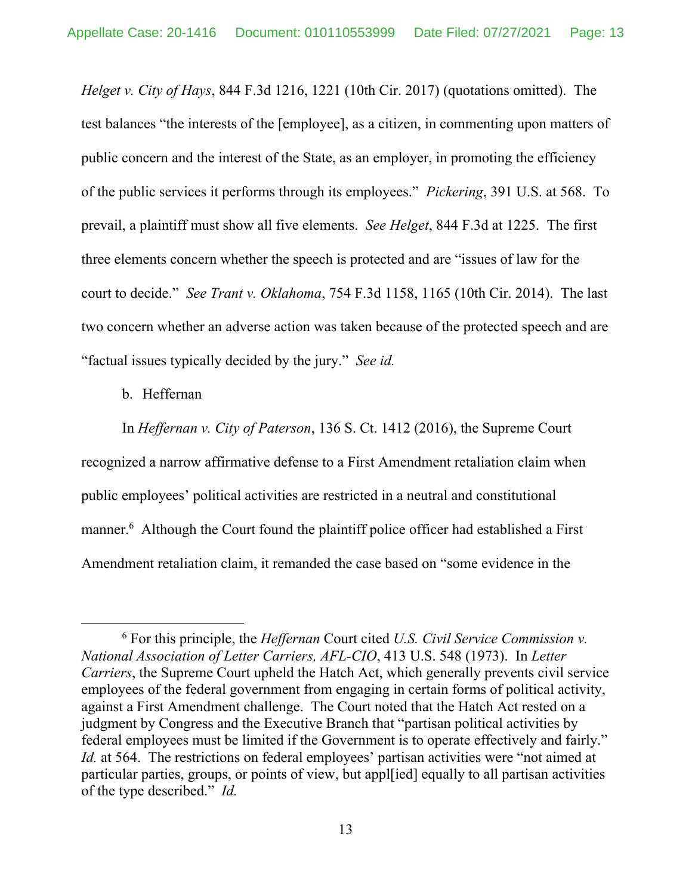*Helget v. City of Hays*, 844 F.3d 1216, 1221 (10th Cir. 2017) (quotations omitted). The test balances "the interests of the [employee], as a citizen, in commenting upon matters of public concern and the interest of the State, as an employer, in promoting the efficiency of the public services it performs through its employees." *Pickering*, 391 U.S. at 568. To prevail, a plaintiff must show all five elements. *See Helget*, 844 F.3d at 1225. The first three elements concern whether the speech is protected and are "issues of law for the court to decide." *See Trant v. Oklahoma*, 754 F.3d 1158, 1165 (10th Cir. 2014). The last two concern whether an adverse action was taken because of the protected speech and are "factual issues typically decided by the jury." *See id.*

b. Heffernan

In *Heffernan v. City of Paterson*, 136 S. Ct. 1412 (2016), the Supreme Court recognized a narrow affirmative defense to a First Amendment retaliation claim when public employees' political activities are restricted in a neutral and constitutional manner.[6] Although the Court found the plaintiff police officer had established a First Amendment retaliation claim, it remanded the case based on "some evidence in the

[6] For this principle, the *Heffernan* Court cited *U.S. Civil Service Commission v. National Association of Letter Carriers, AFL-CIO*, 413 U.S. 548 (1973). In *Letter Carriers*, the Supreme Court upheld the Hatch Act, which generally prevents civil service employees of the federal government from engaging in certain forms of political activity, against a First Amendment challenge. The Court noted that the Hatch Act rested on a judgment by Congress and the Executive Branch that "partisan political activities by federal employees must be limited if the Government is to operate effectively and fairly." *Id.* at 564. The restrictions on federal employees' partisan activities were "not aimed at particular parties, groups, or points of view, but appl[ied] equally to all partisan activities of the type described." *Id.*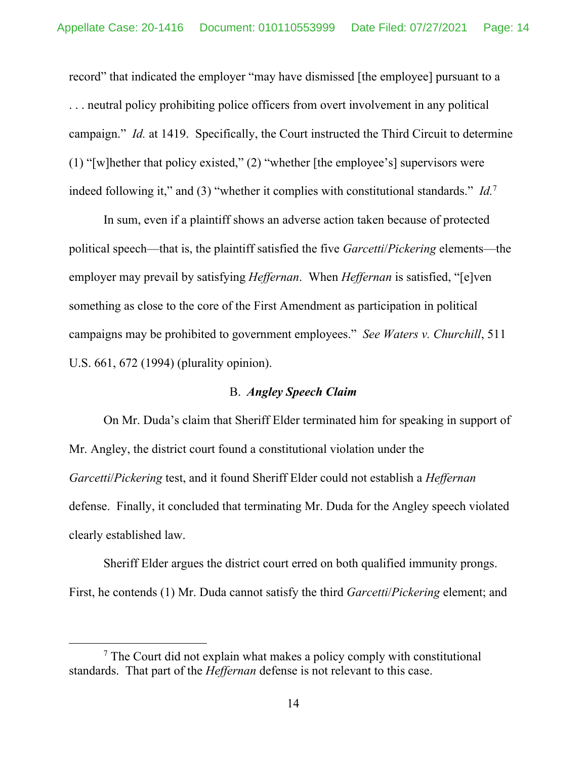record" that indicated the employer "may have dismissed [the employee] pursuant to a . . . neutral policy prohibiting police officers from overt involvement in any political campaign." *Id.* at 1419. Specifically, the Court instructed the Third Circuit to determine (1) "[w]hether that policy existed," (2) "whether [the employee's] supervisors were indeed following it," and (3) "whether it complies with constitutional standards." *Id.*[7]

In sum, even if a plaintiff shows an adverse action taken because of protected political speech—that is, the plaintiff satisfied the five *Garcetti*/*Pickering* elements—the employer may prevail by satisfying *Heffernan*. When *Heffernan* is satisfied, "[e]ven something as close to the core of the First Amendment as participation in political campaigns may be prohibited to government employees." *See Waters v. Churchill*, 511 U.S. 661, 672 (1994) (plurality opinion).

### B. *Angley Speech Claim*

On Mr. Duda's claim that Sheriff Elder terminated him for speaking in support of Mr. Angley, the district court found a constitutional violation under the *Garcetti*/*Pickering* test, and it found Sheriff Elder could not establish a *Heffernan* defense. Finally, it concluded that terminating Mr. Duda for the Angley speech violated clearly established law.

Sheriff Elder argues the district court erred on both qualified immunity prongs. First, he contends (1) Mr. Duda cannot satisfy the third *Garcetti*/*Pickering* element; and

---

[7] The Court did not explain what makes a policy comply with constitutional standards. That part of the *Heffernan* defense is not relevant to this case.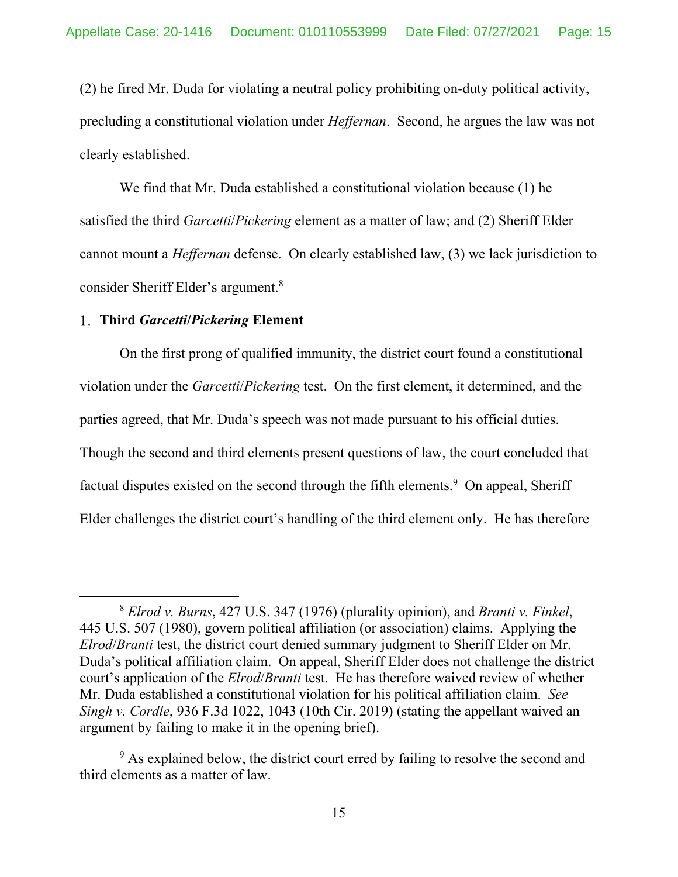(2) he fired Mr. Duda for violating a neutral policy prohibiting on-duty political activity, precluding a constitutional violation under *Heffernan*. Second, he argues the law was not clearly established.

We find that Mr. Duda established a constitutional violation because (1) he satisfied the third *Garcetti*/*Pickering* element as a matter of law; and (2) Sheriff Elder cannot mount a *Heffernan* defense. On clearly established law, (3) we lack jurisdiction to consider Sheriff Elder's argument.[8]

### 1. Third *Garcetti*/*Pickering* Element

On the first prong of qualified immunity, the district court found a constitutional violation under the *Garcetti*/*Pickering* test. On the first element, it determined, and the parties agreed, that Mr. Duda's speech was not made pursuant to his official duties. Though the second and third elements present questions of law, the court concluded that factual disputes existed on the second through the fifth elements.[9] On appeal, Sheriff Elder challenges the district court's handling of the third element only. He has therefore

---

[8] *Elrod v. Burns*, 427 U.S. 347 (1976) (plurality opinion), and *Branti v. Finkel*, 445 U.S. 507 (1980), govern political affiliation (or association) claims. Applying the *Elrod*/*Branti* test, the district court denied summary judgment to Sheriff Elder on Mr. Duda's political affiliation claim. On appeal, Sheriff Elder does not challenge the district court's application of the *Elrod*/*Branti* test. He has therefore waived review of whether Mr. Duda established a constitutional violation for his political affiliation claim. *See Singh v. Cordle*, 936 F.3d 1022, 1043 (10th Cir. 2019) (stating the appellant waived an argument by failing to make it in the opening brief).

[9] As explained below, the district court erred by failing to resolve the second and third elements as a matter of law.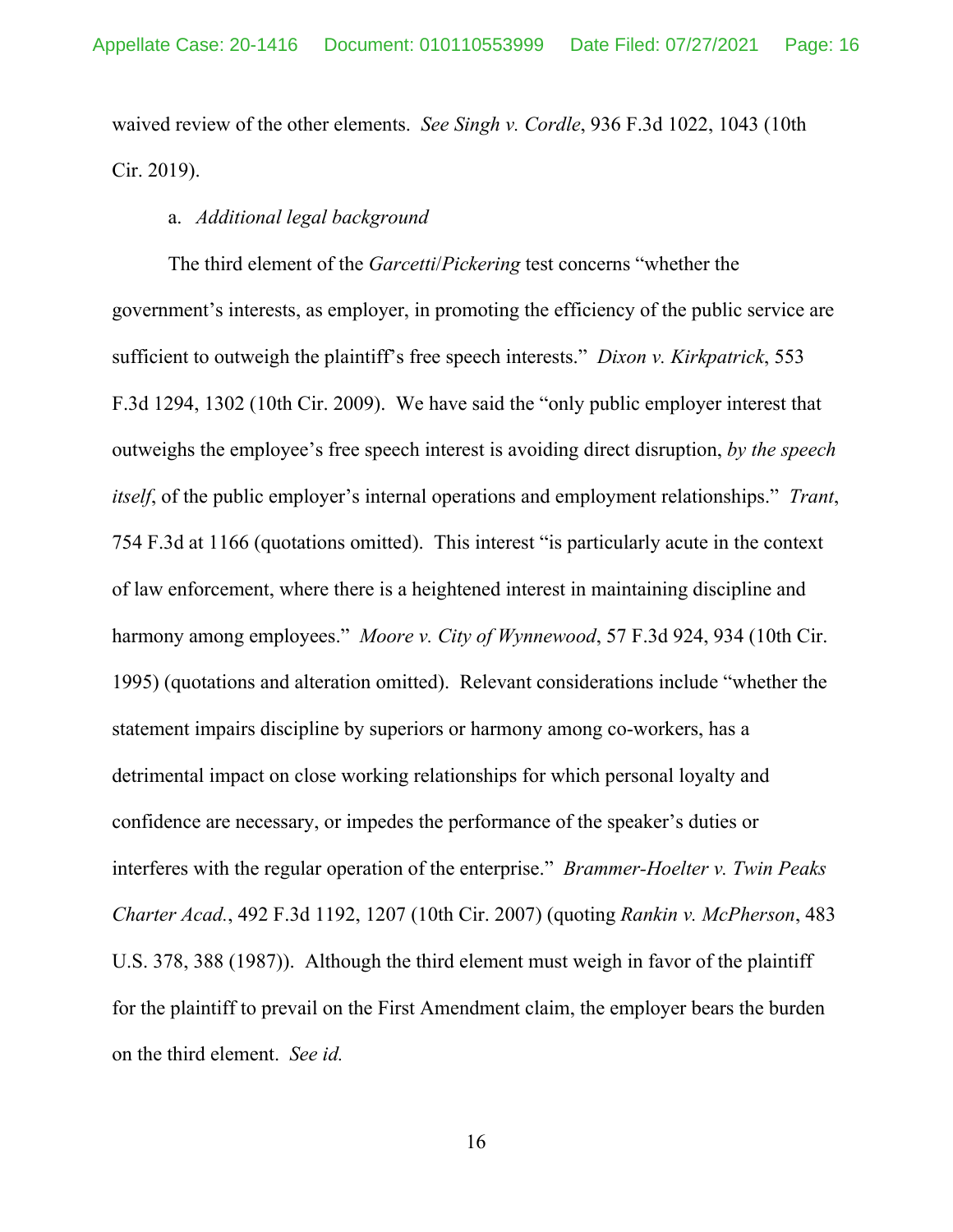waived review of the other elements. *See Singh v. Cordle*, 936 F.3d 1022, 1043 (10th Cir. 2019).

a. *Additional legal background*

The third element of the *Garcetti*/*Pickering* test concerns "whether the government's interests, as employer, in promoting the efficiency of the public service are sufficient to outweigh the plaintiff's free speech interests." *Dixon v. Kirkpatrick*, 553 F.3d 1294, 1302 (10th Cir. 2009). We have said the "only public employer interest that outweighs the employee's free speech interest is avoiding direct disruption, *by the speech itself*, of the public employer's internal operations and employment relationships." *Trant*, 754 F.3d at 1166 (quotations omitted). This interest "is particularly acute in the context of law enforcement, where there is a heightened interest in maintaining discipline and harmony among employees." *Moore v. City of Wynnewood*, 57 F.3d 924, 934 (10th Cir. 1995) (quotations and alteration omitted). Relevant considerations include "whether the statement impairs discipline by superiors or harmony among co-workers, has a detrimental impact on close working relationships for which personal loyalty and confidence are necessary, or impedes the performance of the speaker's duties or interferes with the regular operation of the enterprise." *Brammer-Hoelter v. Twin Peaks Charter Acad.*, 492 F.3d 1192, 1207 (10th Cir. 2007) (quoting *Rankin v. McPherson*, 483 U.S. 378, 388 (1987)). Although the third element must weigh in favor of the plaintiff for the plaintiff to prevail on the First Amendment claim, the employer bears the burden on the third element. *See id.*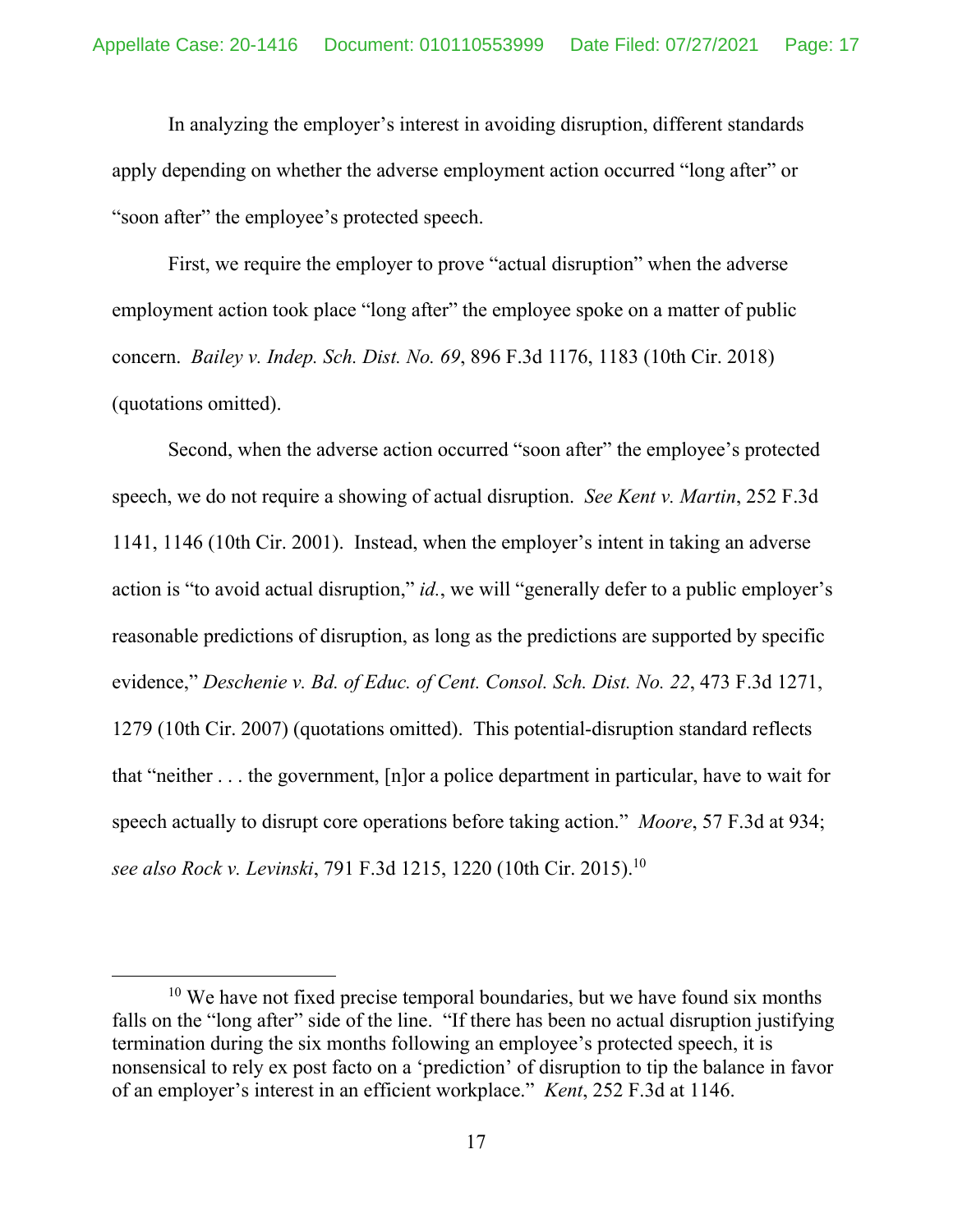In analyzing the employer's interest in avoiding disruption, different standards apply depending on whether the adverse employment action occurred "long after" or "soon after" the employee's protected speech.

First, we require the employer to prove "actual disruption" when the adverse employment action took place "long after" the employee spoke on a matter of public concern. *Bailey v. Indep. Sch. Dist. No. 69*, 896 F.3d 1176, 1183 (10th Cir. 2018) (quotations omitted).

Second, when the adverse action occurred "soon after" the employee's protected speech, we do not require a showing of actual disruption. *See Kent v. Martin*, 252 F.3d 1141, 1146 (10th Cir. 2001). Instead, when the employer's intent in taking an adverse action is "to avoid actual disruption," *id.*, we will "generally defer to a public employer's reasonable predictions of disruption, as long as the predictions are supported by specific evidence," *Deschenie v. Bd. of Educ. of Cent. Consol. Sch. Dist. No. 22*, 473 F.3d 1271, 1279 (10th Cir. 2007) (quotations omitted). This potential-disruption standard reflects that "neither . . . the government, [n]or a police department in particular, have to wait for speech actually to disrupt core operations before taking action." *Moore*, 57 F.3d at 934; *see also Rock v. Levinski*, 791 F.3d 1215, 1220 (10th Cir. 2015).[10]

[10] We have not fixed precise temporal boundaries, but we have found six months falls on the "long after" side of the line. "If there has been no actual disruption justifying termination during the six months following an employee's protected speech, it is nonsensical to rely ex post facto on a 'prediction' of disruption to tip the balance in favor of an employer's interest in an efficient workplace." *Kent*, 252 F.3d at 1146.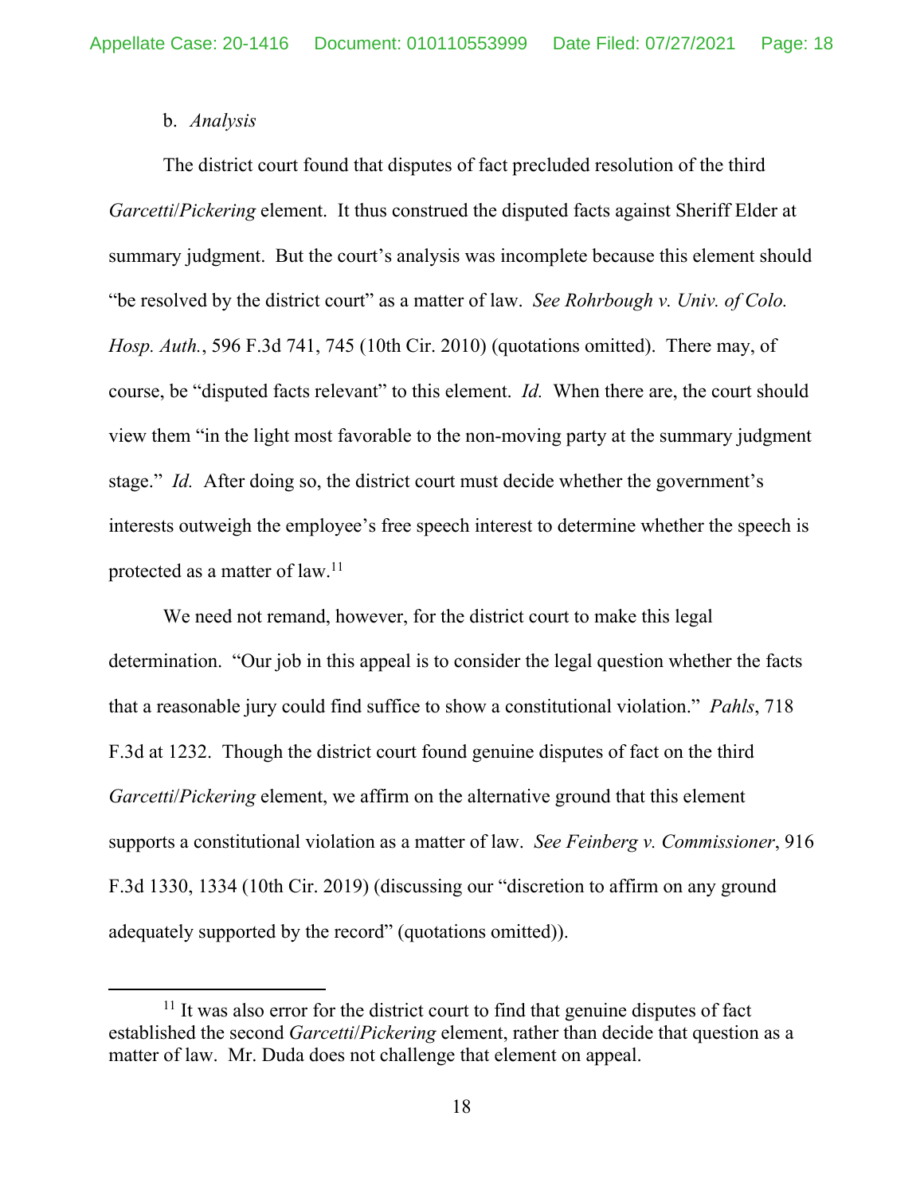b. *Analysis*

The district court found that disputes of fact precluded resolution of the third *Garcetti*/*Pickering* element. It thus construed the disputed facts against Sheriff Elder at summary judgment. But the court's analysis was incomplete because this element should "be resolved by the district court" as a matter of law. *See Rohrbough v. Univ. of Colo. Hosp. Auth.*, 596 F.3d 741, 745 (10th Cir. 2010) (quotations omitted). There may, of course, be "disputed facts relevant" to this element. *Id.* When there are, the court should view them "in the light most favorable to the non-moving party at the summary judgment stage." *Id.* After doing so, the district court must decide whether the government's interests outweigh the employee's free speech interest to determine whether the speech is protected as a matter of law.[11]

We need not remand, however, for the district court to make this legal determination. "Our job in this appeal is to consider the legal question whether the facts that a reasonable jury could find suffice to show a constitutional violation." *Pahls*, 718 F.3d at 1232. Though the district court found genuine disputes of fact on the third *Garcetti*/*Pickering* element, we affirm on the alternative ground that this element supports a constitutional violation as a matter of law. *See Feinberg v. Commissioner*, 916 F.3d 1330, 1334 (10th Cir. 2019) (discussing our "discretion to affirm on any ground adequately supported by the record" (quotations omitted)).

---

[11] It was also error for the district court to find that genuine disputes of fact established the second *Garcetti*/*Pickering* element, rather than decide that question as a matter of law. Mr. Duda does not challenge that element on appeal.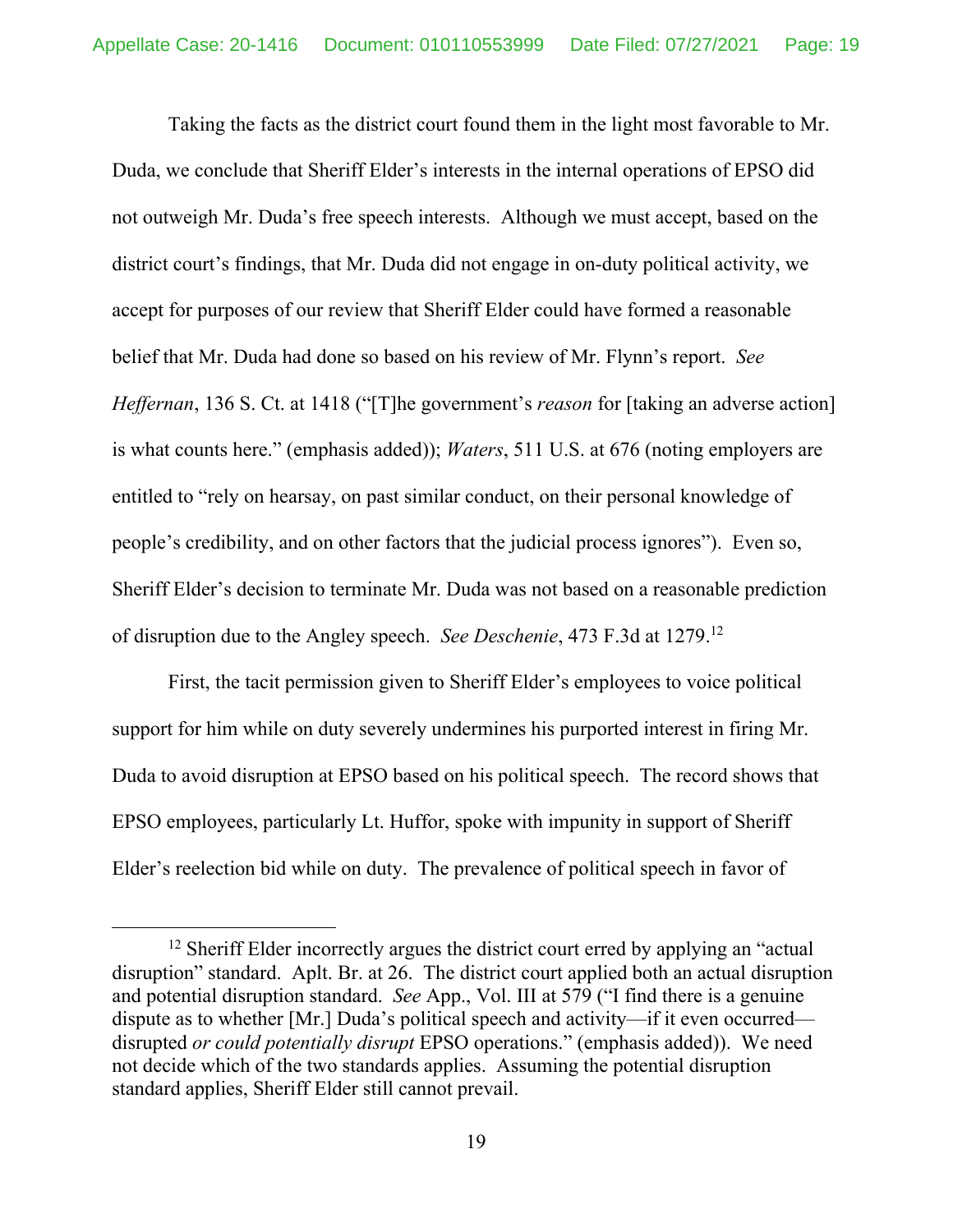Taking the facts as the district court found them in the light most favorable to Mr. Duda, we conclude that Sheriff Elder's interests in the internal operations of EPSO did not outweigh Mr. Duda's free speech interests. Although we must accept, based on the district court's findings, that Mr. Duda did not engage in on-duty political activity, we accept for purposes of our review that Sheriff Elder could have formed a reasonable belief that Mr. Duda had done so based on his review of Mr. Flynn's report. *See Heffernan*, 136 S. Ct. at 1418 ("[T]he government's *reason* for [taking an adverse action] is what counts here." (emphasis added)); *Waters*, 511 U.S. at 676 (noting employers are entitled to "rely on hearsay, on past similar conduct, on their personal knowledge of people's credibility, and on other factors that the judicial process ignores"). Even so, Sheriff Elder's decision to terminate Mr. Duda was not based on a reasonable prediction of disruption due to the Angley speech. *See Deschenie*, 473 F.3d at 1279.[12]

First, the tacit permission given to Sheriff Elder's employees to voice political support for him while on duty severely undermines his purported interest in firing Mr. Duda to avoid disruption at EPSO based on his political speech. The record shows that EPSO employees, particularly Lt. Huffor, spoke with impunity in support of Sheriff Elder's reelection bid while on duty. The prevalence of political speech in favor of

---

[12] Sheriff Elder incorrectly argues the district court erred by applying an "actual disruption" standard. Aplt. Br. at 26. The district court applied both an actual disruption and potential disruption standard. *See* App., Vol. III at 579 ("I find there is a genuine dispute as to whether [Mr.] Duda's political speech and activity—if it even occurred—disrupted *or could potentially disrupt* EPSO operations." (emphasis added)). We need not decide which of the two standards applies. Assuming the potential disruption standard applies, Sheriff Elder still cannot prevail.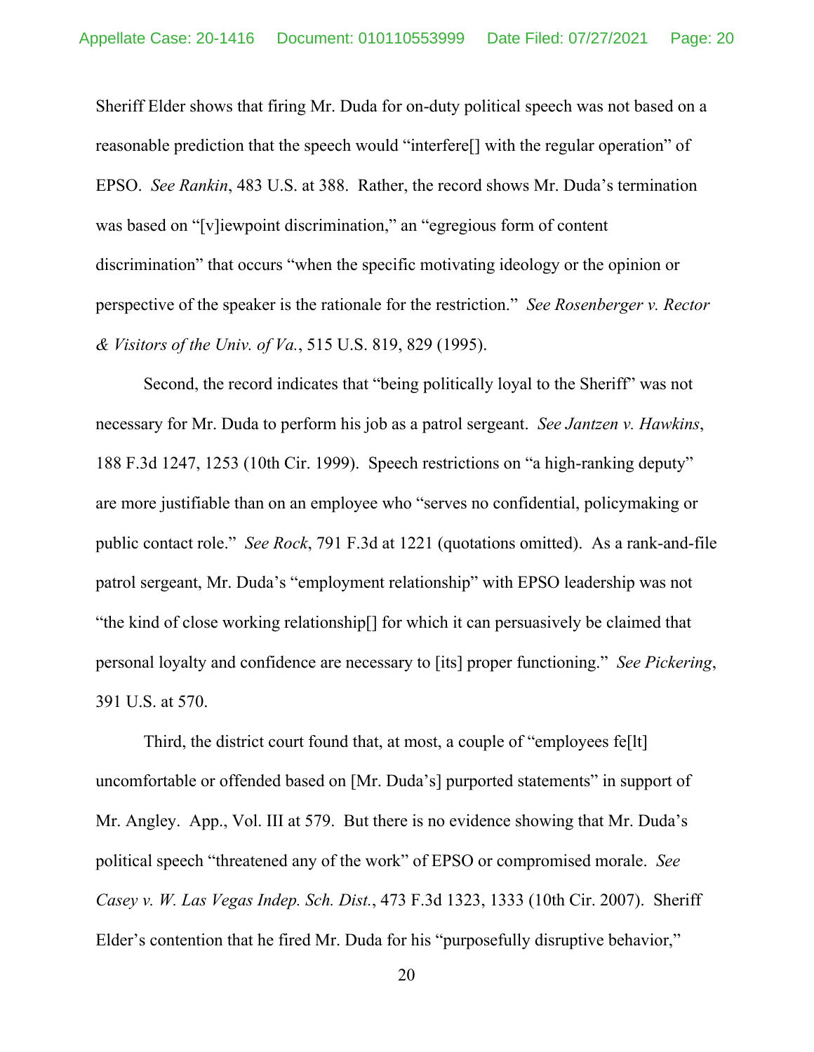Sheriff Elder shows that firing Mr. Duda for on-duty political speech was not based on a reasonable prediction that the speech would "interfere[] with the regular operation" of EPSO. *See Rankin*, 483 U.S. at 388. Rather, the record shows Mr. Duda's termination was based on "[v]iewpoint discrimination," an "egregious form of content discrimination" that occurs "when the specific motivating ideology or the opinion or perspective of the speaker is the rationale for the restriction." *See Rosenberger v. Rector & Visitors of the Univ. of Va.*, 515 U.S. 819, 829 (1995).

Second, the record indicates that "being politically loyal to the Sheriff" was not necessary for Mr. Duda to perform his job as a patrol sergeant. *See Jantzen v. Hawkins*, 188 F.3d 1247, 1253 (10th Cir. 1999). Speech restrictions on "a high-ranking deputy" are more justifiable than on an employee who "serves no confidential, policymaking or public contact role." *See Rock*, 791 F.3d at 1221 (quotations omitted). As a rank-and-file patrol sergeant, Mr. Duda's "employment relationship" with EPSO leadership was not "the kind of close working relationship[] for which it can persuasively be claimed that personal loyalty and confidence are necessary to [its] proper functioning." *See Pickering*, 391 U.S. at 570.

Third, the district court found that, at most, a couple of "employees fe[lt] uncomfortable or offended based on [Mr. Duda's] purported statements" in support of Mr. Angley. App., Vol. III at 579. But there is no evidence showing that Mr. Duda's political speech "threatened any of the work" of EPSO or compromised morale. *See Casey v. W. Las Vegas Indep. Sch. Dist.*, 473 F.3d 1323, 1333 (10th Cir. 2007). Sheriff Elder's contention that he fired Mr. Duda for his "purposefully disruptive behavior,"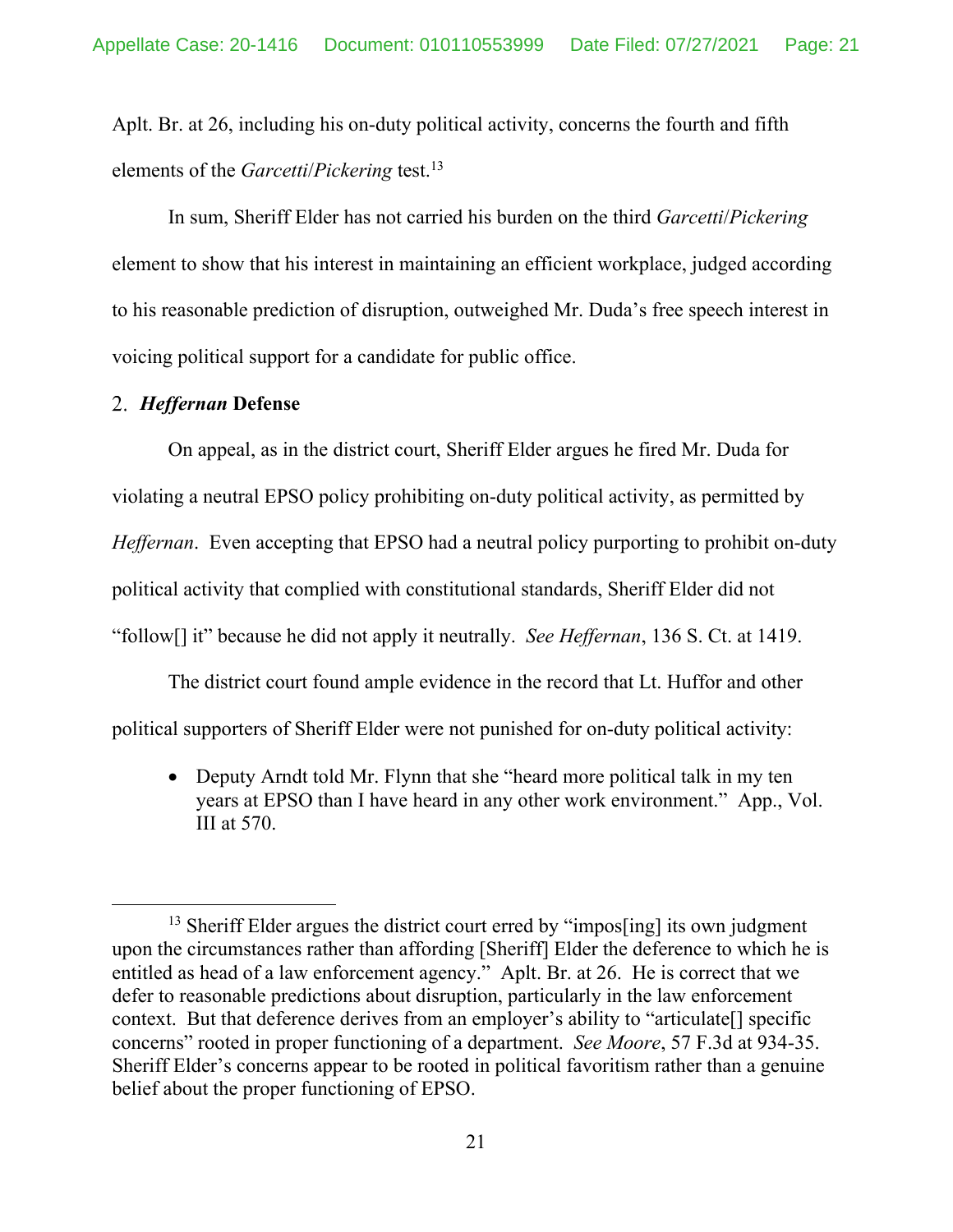Aplt. Br. at 26, including his on-duty political activity, concerns the fourth and fifth elements of the *Garcetti*/*Pickering* test.[13]

In sum, Sheriff Elder has not carried his burden on the third *Garcetti*/*Pickering* element to show that his interest in maintaining an efficient workplace, judged according to his reasonable prediction of disruption, outweighed Mr. Duda's free speech interest in voicing political support for a candidate for public office.

## 2. *Heffernan* Defense

On appeal, as in the district court, Sheriff Elder argues he fired Mr. Duda for violating a neutral EPSO policy prohibiting on-duty political activity, as permitted by *Heffernan*. Even accepting that EPSO had a neutral policy purporting to prohibit on-duty political activity that complied with constitutional standards, Sheriff Elder did not "follow[] it" because he did not apply it neutrally. *See Heffernan*, 136 S. Ct. at 1419.

The district court found ample evidence in the record that Lt. Huffor and other political supporters of Sheriff Elder were not punished for on-duty political activity:

- Deputy Arndt told Mr. Flynn that she "heard more political talk in my ten years at EPSO than I have heard in any other work environment." App., Vol. III at 570.

---

[13] Sheriff Elder argues the district court erred by "impos[ing] its own judgment upon the circumstances rather than affording [Sheriff] Elder the deference to which he is entitled as head of a law enforcement agency." Aplt. Br. at 26. He is correct that we defer to reasonable predictions about disruption, particularly in the law enforcement context. But that deference derives from an employer's ability to "articulate[] specific concerns" rooted in proper functioning of a department. *See Moore*, 57 F.3d at 934-35. Sheriff Elder's concerns appear to be rooted in political favoritism rather than a genuine belief about the proper functioning of EPSO.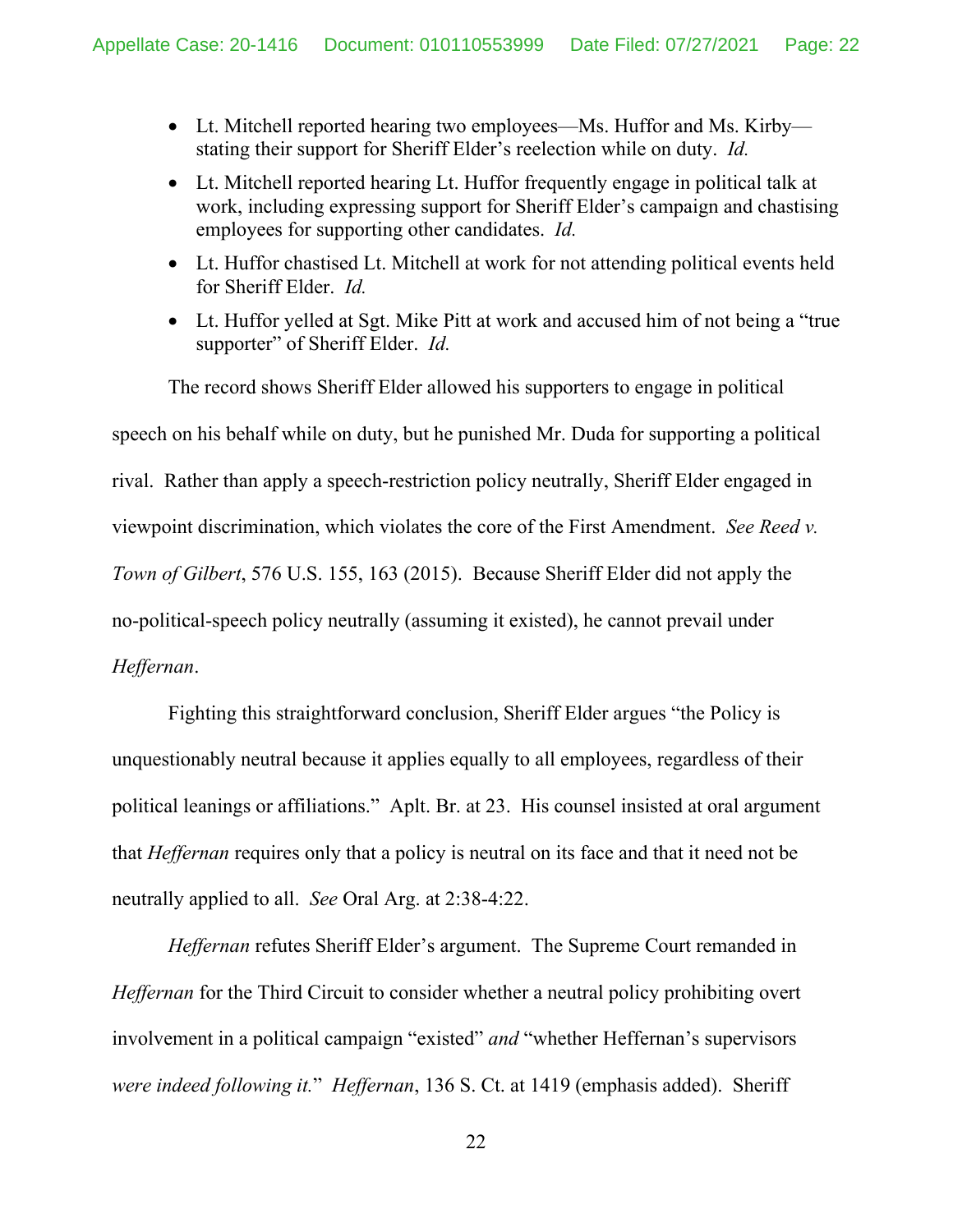- Lt. Mitchell reported hearing two employees—Ms. Huffor and Ms. Kirby—stating their support for Sheriff Elder's reelection while on duty. *Id.*
- Lt. Mitchell reported hearing Lt. Huffor frequently engage in political talk at work, including expressing support for Sheriff Elder's campaign and chastising employees for supporting other candidates. *Id.*
- Lt. Huffor chastised Lt. Mitchell at work for not attending political events held for Sheriff Elder. *Id.*
- Lt. Huffor yelled at Sgt. Mike Pitt at work and accused him of not being a "true supporter" of Sheriff Elder. *Id.*

The record shows Sheriff Elder allowed his supporters to engage in political speech on his behalf while on duty, but he punished Mr. Duda for supporting a political rival. Rather than apply a speech-restriction policy neutrally, Sheriff Elder engaged in viewpoint discrimination, which violates the core of the First Amendment. *See Reed v. Town of Gilbert*, 576 U.S. 155, 163 (2015). Because Sheriff Elder did not apply the no-political-speech policy neutrally (assuming it existed), he cannot prevail under *Heffernan*.

Fighting this straightforward conclusion, Sheriff Elder argues "the Policy is unquestionably neutral because it applies equally to all employees, regardless of their political leanings or affiliations." Aplt. Br. at 23. His counsel insisted at oral argument that *Heffernan* requires only that a policy is neutral on its face and that it need not be neutrally applied to all. *See* Oral Arg. at 2:38-4:22.

*Heffernan* refutes Sheriff Elder's argument. The Supreme Court remanded in *Heffernan* for the Third Circuit to consider whether a neutral policy prohibiting overt involvement in a political campaign "existed" *and* "whether Heffernan's supervisors *were indeed following it.*" *Heffernan*, 136 S. Ct. at 1419 (emphasis added). Sheriff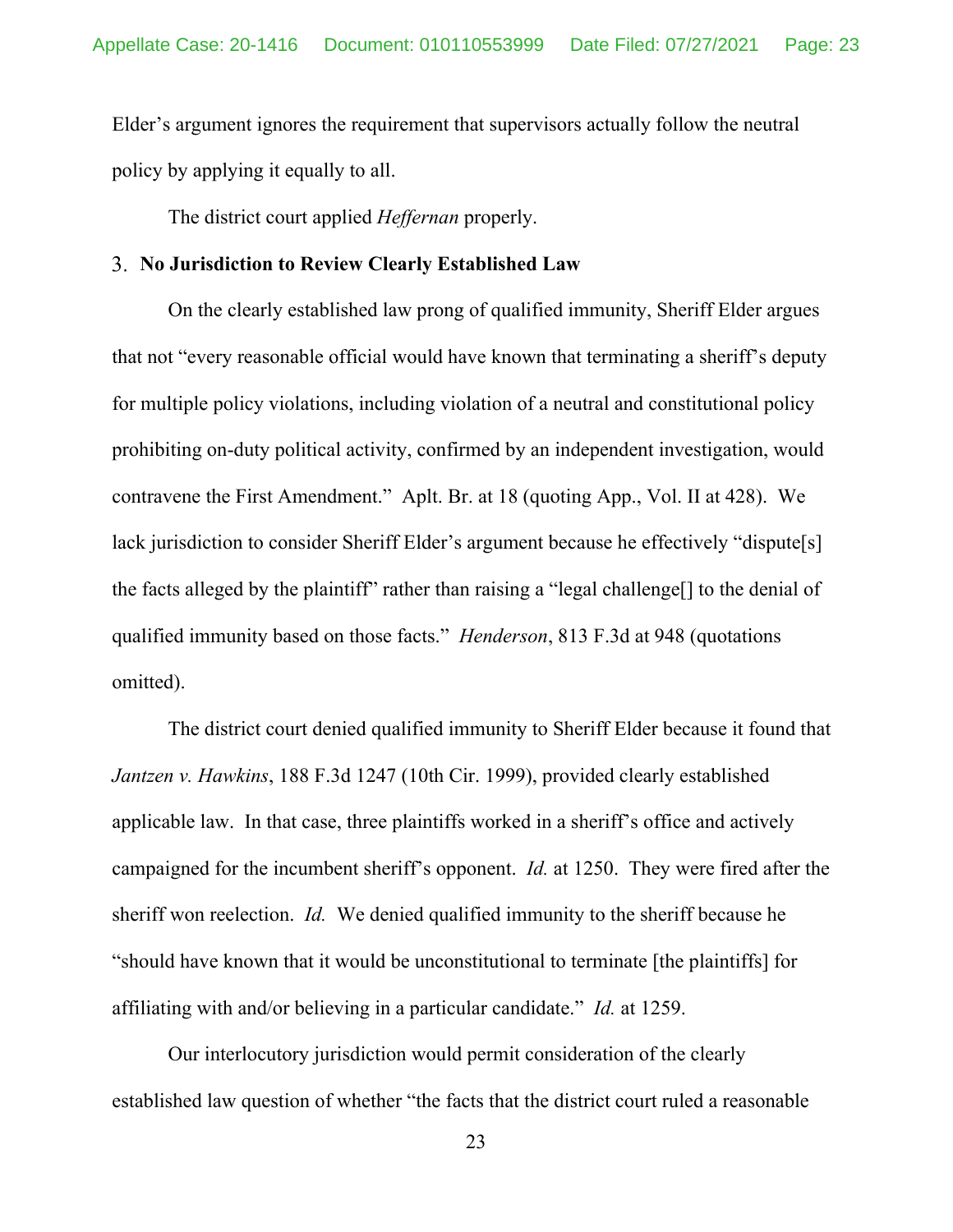Elder's argument ignores the requirement that supervisors actually follow the neutral policy by applying it equally to all.

The district court applied *Heffernan* properly.

### 3. No Jurisdiction to Review Clearly Established Law

On the clearly established law prong of qualified immunity, Sheriff Elder argues that not "every reasonable official would have known that terminating a sheriff's deputy for multiple policy violations, including violation of a neutral and constitutional policy prohibiting on-duty political activity, confirmed by an independent investigation, would contravene the First Amendment." Aplt. Br. at 18 (quoting App., Vol. II at 428). We lack jurisdiction to consider Sheriff Elder's argument because he effectively "dispute[s] the facts alleged by the plaintiff" rather than raising a "legal challenge[] to the denial of qualified immunity based on those facts." *Henderson*, 813 F.3d at 948 (quotations omitted).

The district court denied qualified immunity to Sheriff Elder because it found that *Jantzen v. Hawkins*, 188 F.3d 1247 (10th Cir. 1999), provided clearly established applicable law. In that case, three plaintiffs worked in a sheriff's office and actively campaigned for the incumbent sheriff's opponent. *Id.* at 1250. They were fired after the sheriff won reelection. *Id.* We denied qualified immunity to the sheriff because he "should have known that it would be unconstitutional to terminate [the plaintiffs] for affiliating with and/or believing in a particular candidate." *Id.* at 1259.

Our interlocutory jurisdiction would permit consideration of the clearly established law question of whether "the facts that the district court ruled a reasonable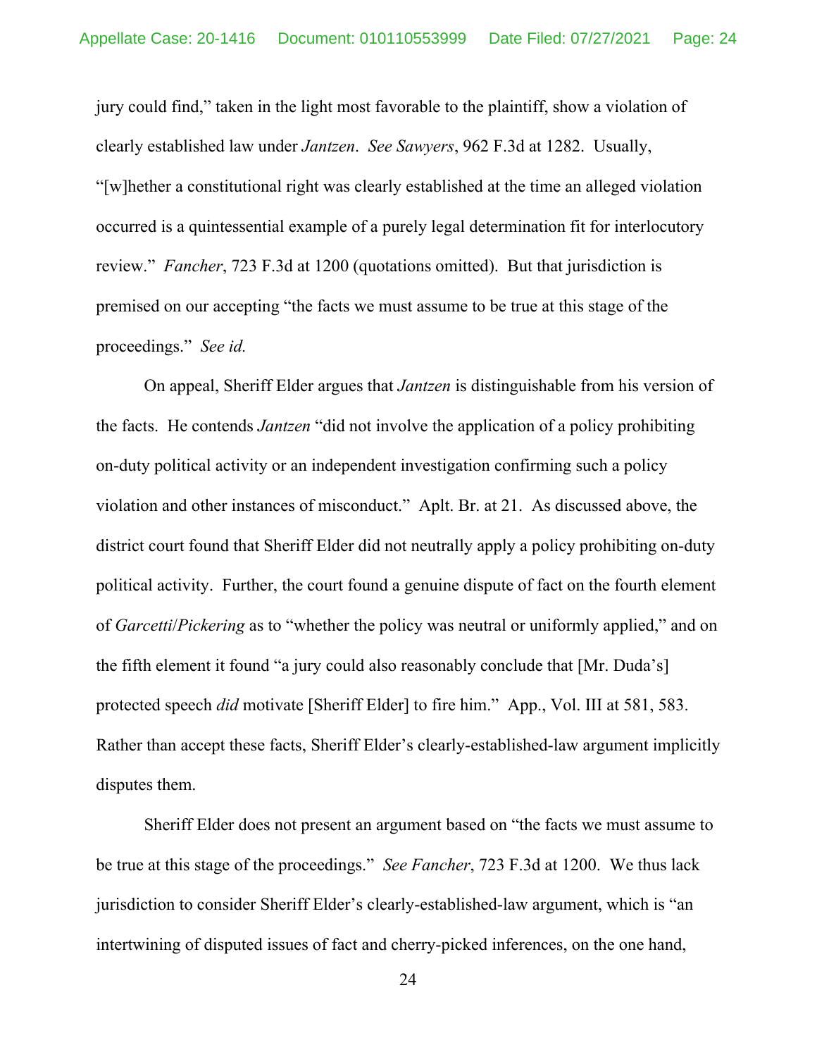jury could find," taken in the light most favorable to the plaintiff, show a violation of clearly established law under *Jantzen*. *See Sawyers*, 962 F.3d at 1282. Usually, "[w]hether a constitutional right was clearly established at the time an alleged violation occurred is a quintessential example of a purely legal determination fit for interlocutory review." *Fancher*, 723 F.3d at 1200 (quotations omitted). But that jurisdiction is premised on our accepting "the facts we must assume to be true at this stage of the proceedings." *See id.*

On appeal, Sheriff Elder argues that *Jantzen* is distinguishable from his version of the facts. He contends *Jantzen* "did not involve the application of a policy prohibiting on-duty political activity or an independent investigation confirming such a policy violation and other instances of misconduct." Aplt. Br. at 21. As discussed above, the district court found that Sheriff Elder did not neutrally apply a policy prohibiting on-duty political activity. Further, the court found a genuine dispute of fact on the fourth element of *Garcetti*/*Pickering* as to "whether the policy was neutral or uniformly applied," and on the fifth element it found "a jury could also reasonably conclude that [Mr. Duda's] protected speech *did* motivate [Sheriff Elder] to fire him." App., Vol. III at 581, 583. Rather than accept these facts, Sheriff Elder's clearly-established-law argument implicitly disputes them.

Sheriff Elder does not present an argument based on "the facts we must assume to be true at this stage of the proceedings." *See Fancher*, 723 F.3d at 1200. We thus lack jurisdiction to consider Sheriff Elder's clearly-established-law argument, which is "an intertwining of disputed issues of fact and cherry-picked inferences, on the one hand,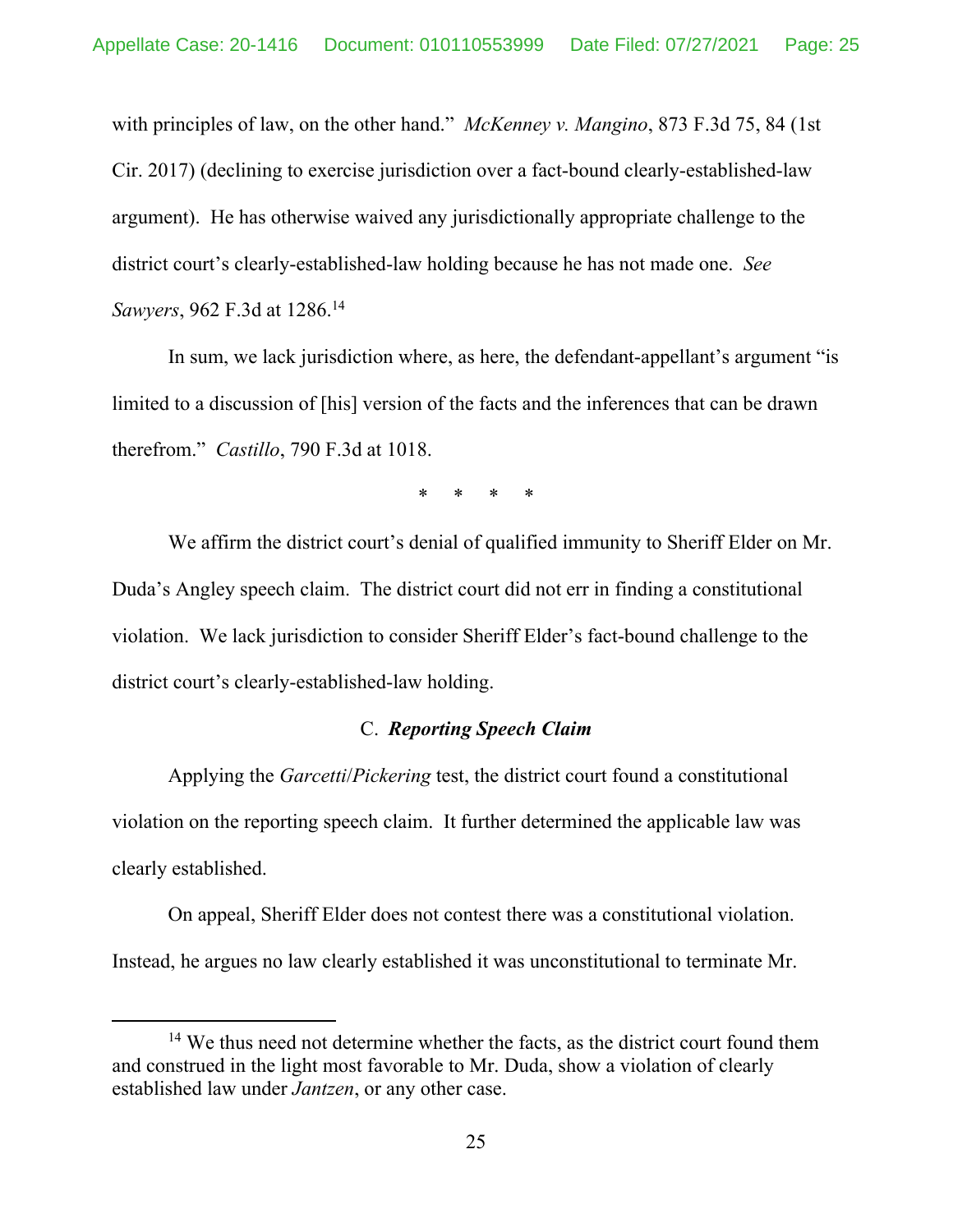with principles of law, on the other hand." *McKenney v. Mangino*, 873 F.3d 75, 84 (1st Cir. 2017) (declining to exercise jurisdiction over a fact-bound clearly-established-law argument). He has otherwise waived any jurisdictionally appropriate challenge to the district court's clearly-established-law holding because he has not made one. *See Sawyers*, 962 F.3d at 1286.[14]

In sum, we lack jurisdiction where, as here, the defendant-appellant's argument "is limited to a discussion of [his] version of the facts and the inferences that can be drawn therefrom." *Castillo*, 790 F.3d at 1018.

\* \* \* \*

We affirm the district court's denial of qualified immunity to Sheriff Elder on Mr. Duda's Angley speech claim. The district court did not err in finding a constitutional violation. We lack jurisdiction to consider Sheriff Elder's fact-bound challenge to the district court's clearly-established-law holding.

### C. *Reporting Speech Claim*

Applying the *Garcetti*/*Pickering* test, the district court found a constitutional violation on the reporting speech claim. It further determined the applicable law was clearly established.

On appeal, Sheriff Elder does not contest there was a constitutional violation. Instead, he argues no law clearly established it was unconstitutional to terminate Mr.

---

[14] We thus need not determine whether the facts, as the district court found them and construed in the light most favorable to Mr. Duda, show a violation of clearly established law under *Jantzen*, or any other case.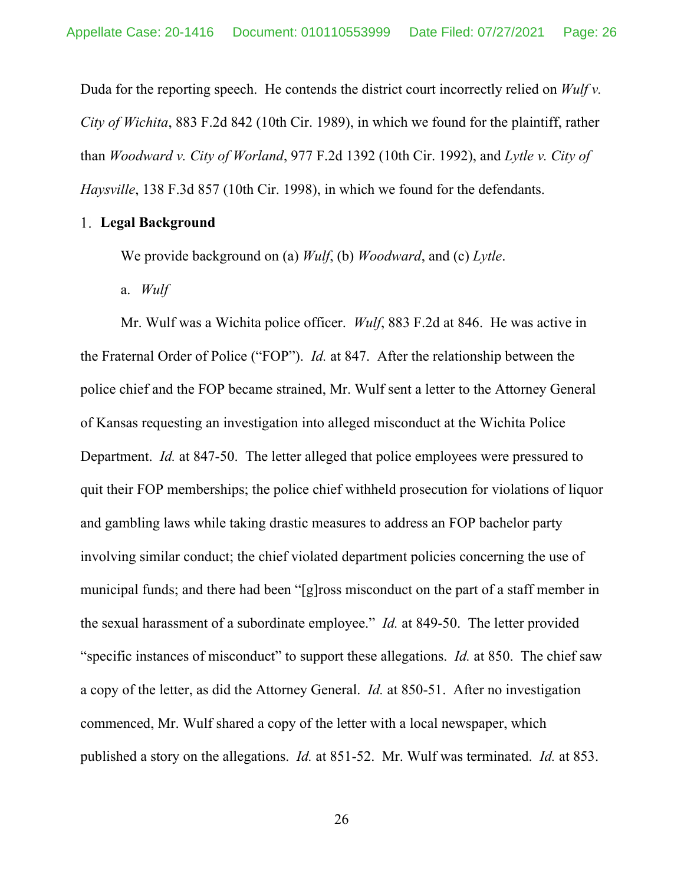Duda for the reporting speech. He contends the district court incorrectly relied on *Wulf v. City of Wichita*, 883 F.2d 842 (10th Cir. 1989), in which we found for the plaintiff, rather than *Woodward v. City of Worland*, 977 F.2d 1392 (10th Cir. 1992), and *Lytle v. City of Haysville*, 138 F.3d 857 (10th Cir. 1998), in which we found for the defendants.

1. **Legal Background**

We provide background on (a) *Wulf*, (b) *Woodward*, and (c) *Lytle*.

a. *Wulf*

Mr. Wulf was a Wichita police officer. *Wulf*, 883 F.2d at 846. He was active in the Fraternal Order of Police ("FOP"). *Id.* at 847. After the relationship between the police chief and the FOP became strained, Mr. Wulf sent a letter to the Attorney General of Kansas requesting an investigation into alleged misconduct at the Wichita Police Department. *Id.* at 847-50. The letter alleged that police employees were pressured to quit their FOP memberships; the police chief withheld prosecution for violations of liquor and gambling laws while taking drastic measures to address an FOP bachelor party involving similar conduct; the chief violated department policies concerning the use of municipal funds; and there had been "[g]ross misconduct on the part of a staff member in the sexual harassment of a subordinate employee." *Id.* at 849-50. The letter provided "specific instances of misconduct" to support these allegations. *Id.* at 850. The chief saw a copy of the letter, as did the Attorney General. *Id.* at 850-51. After no investigation commenced, Mr. Wulf shared a copy of the letter with a local newspaper, which published a story on the allegations. *Id.* at 851-52. Mr. Wulf was terminated. *Id.* at 853.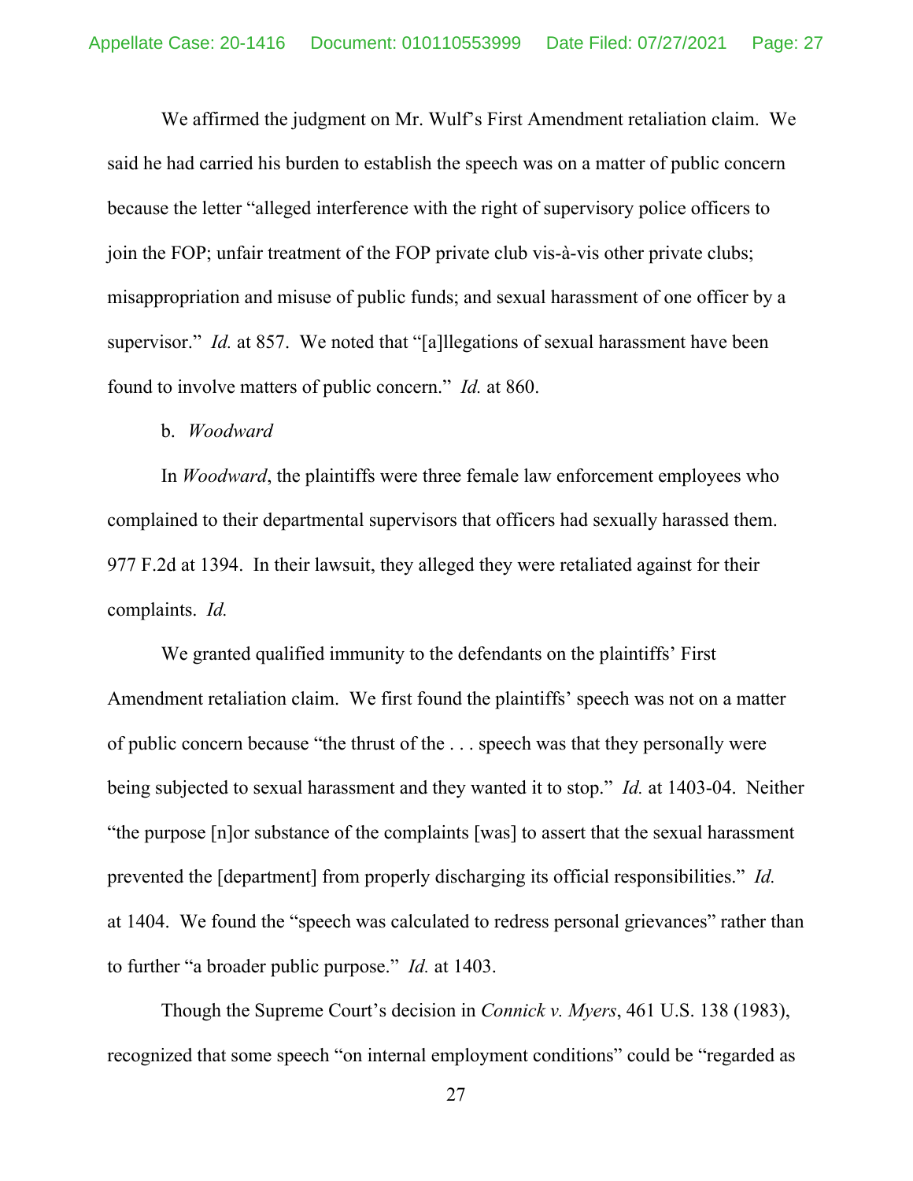We affirmed the judgment on Mr. Wulf's First Amendment retaliation claim. We said he had carried his burden to establish the speech was on a matter of public concern because the letter "alleged interference with the right of supervisory police officers to join the FOP; unfair treatment of the FOP private club vis-à-vis other private clubs; misappropriation and misuse of public funds; and sexual harassment of one officer by a supervisor." *Id.* at 857. We noted that "[a]llegations of sexual harassment have been found to involve matters of public concern." *Id.* at 860.

b. *Woodward*

In *Woodward*, the plaintiffs were three female law enforcement employees who complained to their departmental supervisors that officers had sexually harassed them. 977 F.2d at 1394. In their lawsuit, they alleged they were retaliated against for their complaints. *Id.*

We granted qualified immunity to the defendants on the plaintiffs' First Amendment retaliation claim. We first found the plaintiffs' speech was not on a matter of public concern because "the thrust of the . . . speech was that they personally were being subjected to sexual harassment and they wanted it to stop." *Id.* at 1403-04. Neither "the purpose [n]or substance of the complaints [was] to assert that the sexual harassment prevented the [department] from properly discharging its official responsibilities." *Id.* at 1404. We found the "speech was calculated to redress personal grievances" rather than to further "a broader public purpose." *Id.* at 1403.

Though the Supreme Court's decision in *Connick v. Myers*, 461 U.S. 138 (1983), recognized that some speech "on internal employment conditions" could be "regarded as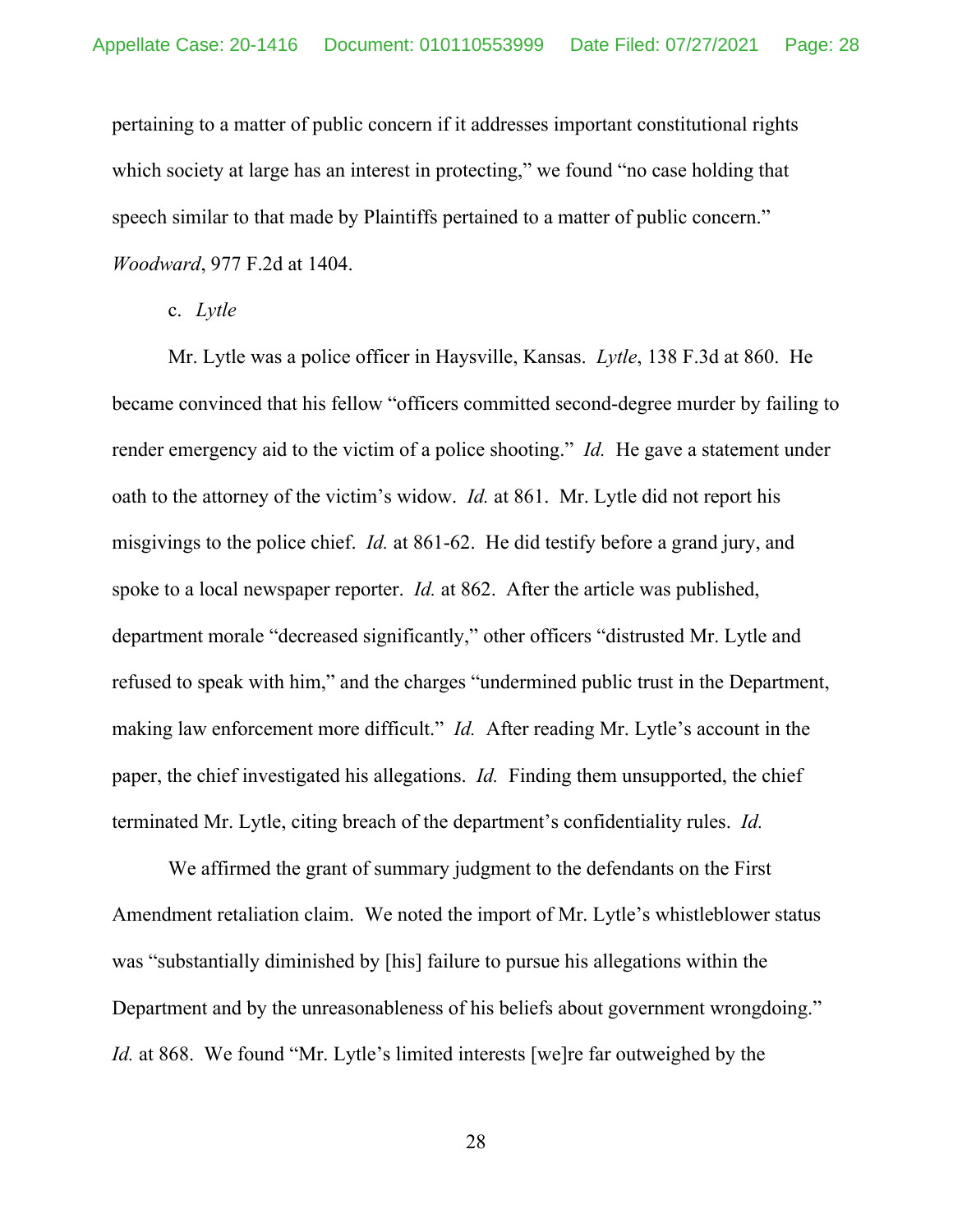pertaining to a matter of public concern if it addresses important constitutional rights which society at large has an interest in protecting," we found "no case holding that speech similar to that made by Plaintiffs pertained to a matter of public concern." *Woodward*, 977 F.2d at 1404.

c. *Lytle*

Mr. Lytle was a police officer in Haysville, Kansas. *Lytle*, 138 F.3d at 860. He became convinced that his fellow "officers committed second-degree murder by failing to render emergency aid to the victim of a police shooting." *Id.* He gave a statement under oath to the attorney of the victim's widow. *Id.* at 861. Mr. Lytle did not report his misgivings to the police chief. *Id.* at 861-62. He did testify before a grand jury, and spoke to a local newspaper reporter. *Id.* at 862. After the article was published, department morale "decreased significantly," other officers "distrusted Mr. Lytle and refused to speak with him," and the charges "undermined public trust in the Department, making law enforcement more difficult." *Id.* After reading Mr. Lytle's account in the paper, the chief investigated his allegations. *Id.* Finding them unsupported, the chief terminated Mr. Lytle, citing breach of the department's confidentiality rules. *Id.*

We affirmed the grant of summary judgment to the defendants on the First Amendment retaliation claim. We noted the import of Mr. Lytle's whistleblower status was "substantially diminished by [his] failure to pursue his allegations within the Department and by the unreasonableness of his beliefs about government wrongdoing." *Id.* at 868. We found "Mr. Lytle's limited interests [we]re far outweighed by the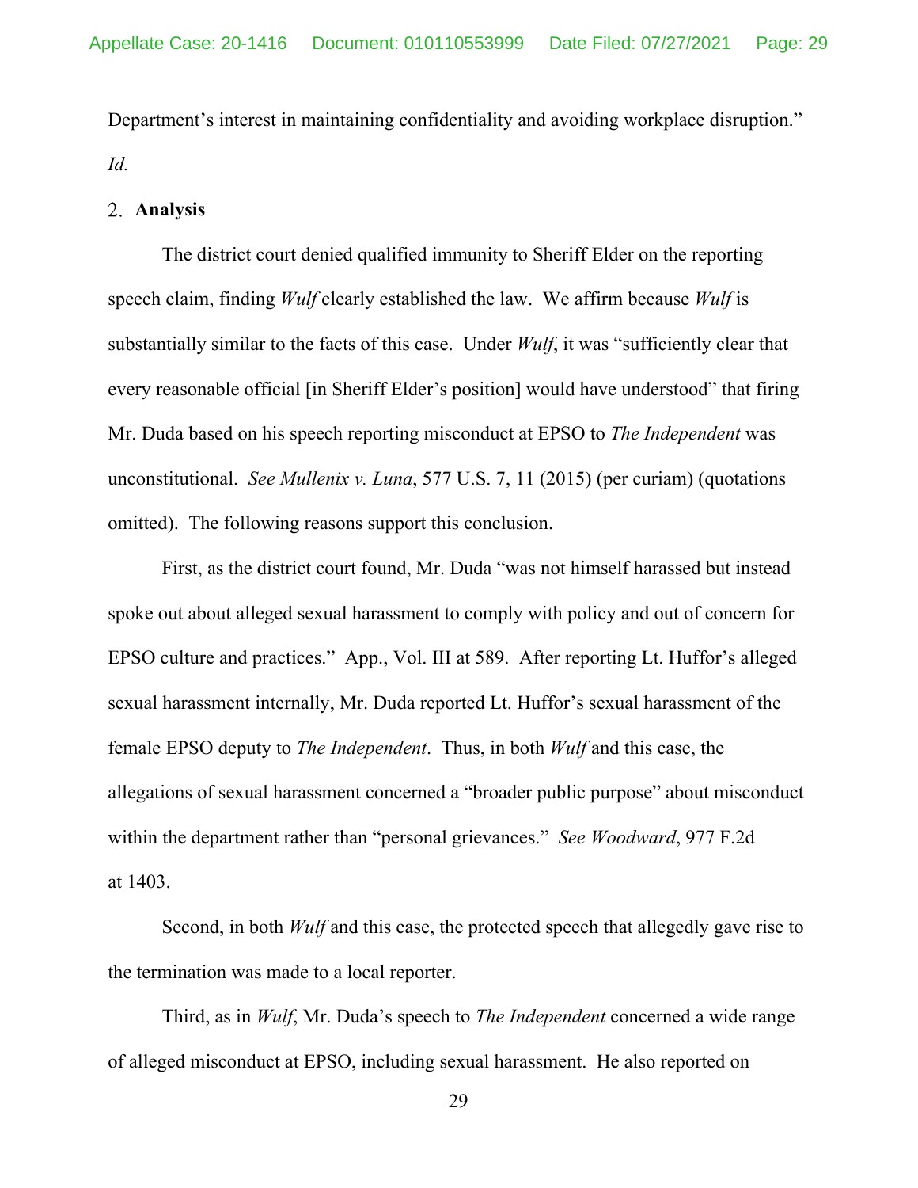Department's interest in maintaining confidentiality and avoiding workplace disruption." *Id.*

## 2. **Analysis**

The district court denied qualified immunity to Sheriff Elder on the reporting speech claim, finding *Wulf* clearly established the law. We affirm because *Wulf* is substantially similar to the facts of this case. Under *Wulf*, it was "sufficiently clear that every reasonable official [in Sheriff Elder's position] would have understood" that firing Mr. Duda based on his speech reporting misconduct at EPSO to *The Independent* was unconstitutional. *See Mullenix v. Luna*, 577 U.S. 7, 11 (2015) (per curiam) (quotations omitted). The following reasons support this conclusion.

First, as the district court found, Mr. Duda "was not himself harassed but instead spoke out about alleged sexual harassment to comply with policy and out of concern for EPSO culture and practices." App., Vol. III at 589. After reporting Lt. Huffor's alleged sexual harassment internally, Mr. Duda reported Lt. Huffor's sexual harassment of the female EPSO deputy to *The Independent*. Thus, in both *Wulf* and this case, the allegations of sexual harassment concerned a "broader public purpose" about misconduct within the department rather than "personal grievances." *See Woodward*, 977 F.2d at 1403.

Second, in both *Wulf* and this case, the protected speech that allegedly gave rise to the termination was made to a local reporter.

Third, as in *Wulf*, Mr. Duda's speech to *The Independent* concerned a wide range of alleged misconduct at EPSO, including sexual harassment. He also reported on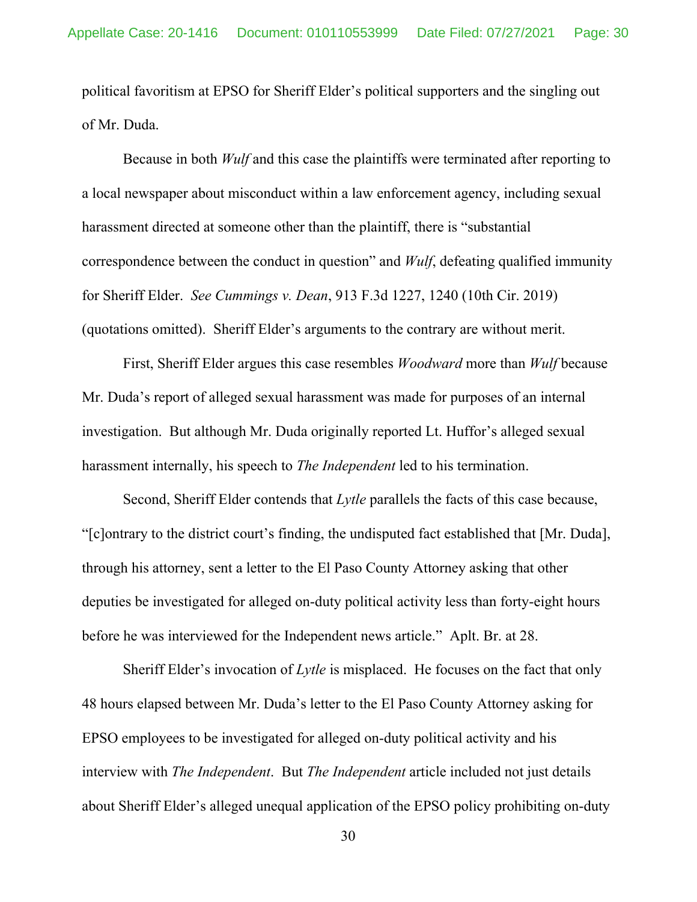political favoritism at EPSO for Sheriff Elder's political supporters and the singling out of Mr. Duda.

Because in both *Wulf* and this case the plaintiffs were terminated after reporting to a local newspaper about misconduct within a law enforcement agency, including sexual harassment directed at someone other than the plaintiff, there is "substantial correspondence between the conduct in question" and *Wulf*, defeating qualified immunity for Sheriff Elder. *See Cummings v. Dean*, 913 F.3d 1227, 1240 (10th Cir. 2019) (quotations omitted). Sheriff Elder's arguments to the contrary are without merit.

First, Sheriff Elder argues this case resembles *Woodward* more than *Wulf* because Mr. Duda's report of alleged sexual harassment was made for purposes of an internal investigation. But although Mr. Duda originally reported Lt. Huffor's alleged sexual harassment internally, his speech to *The Independent* led to his termination.

Second, Sheriff Elder contends that *Lytle* parallels the facts of this case because, "[c]ontrary to the district court's finding, the undisputed fact established that [Mr. Duda], through his attorney, sent a letter to the El Paso County Attorney asking that other deputies be investigated for alleged on-duty political activity less than forty-eight hours before he was interviewed for the Independent news article." Aplt. Br. at 28.

Sheriff Elder's invocation of *Lytle* is misplaced. He focuses on the fact that only 48 hours elapsed between Mr. Duda's letter to the El Paso County Attorney asking for EPSO employees to be investigated for alleged on-duty political activity and his interview with *The Independent*. But *The Independent* article included not just details about Sheriff Elder's alleged unequal application of the EPSO policy prohibiting on-duty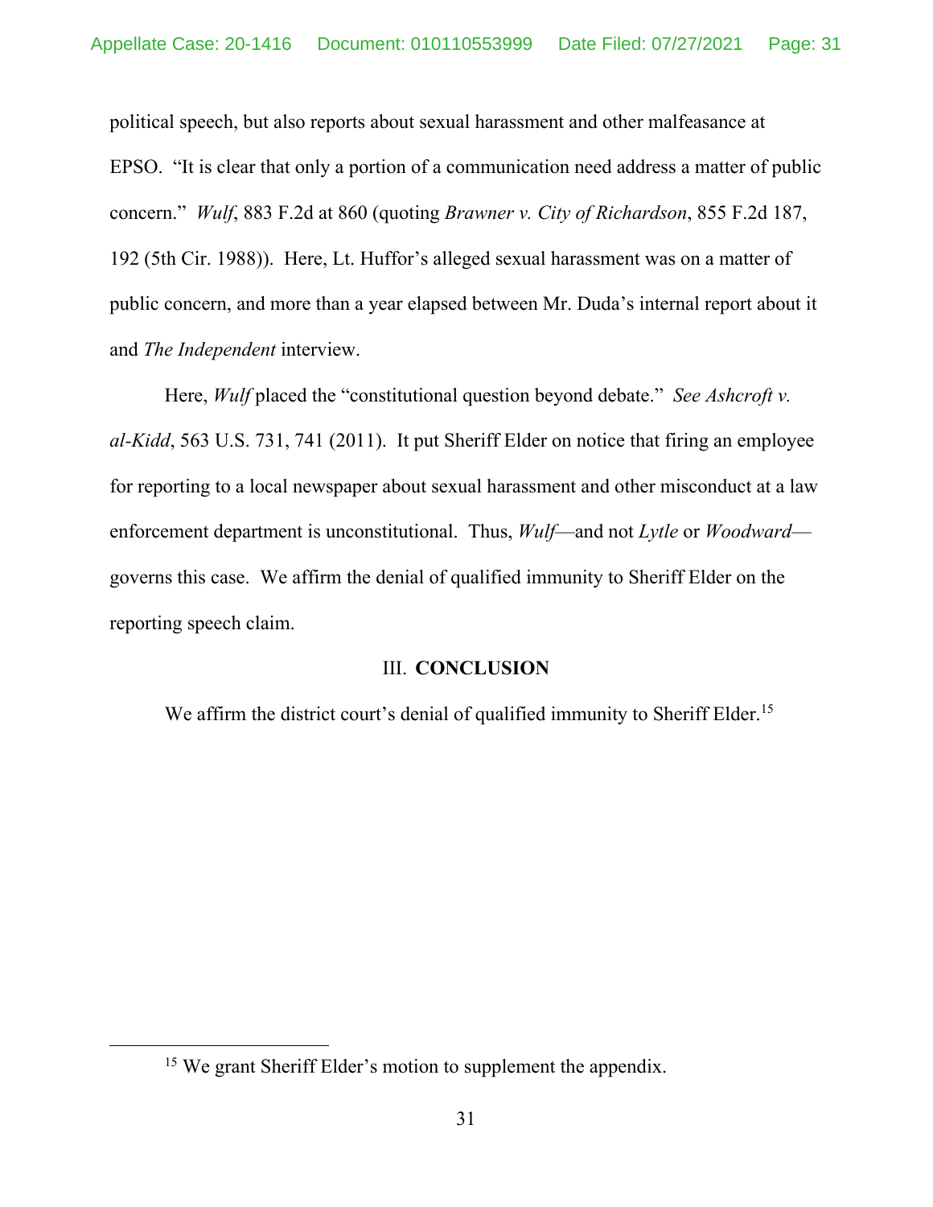political speech, but also reports about sexual harassment and other malfeasance at EPSO. "It is clear that only a portion of a communication need address a matter of public concern." *Wulf*, 883 F.2d at 860 (quoting *Brawner v. City of Richardson*, 855 F.2d 187, 192 (5th Cir. 1988)). Here, Lt. Huffor's alleged sexual harassment was on a matter of public concern, and more than a year elapsed between Mr. Duda's internal report about it and *The Independent* interview.

Here, *Wulf* placed the "constitutional question beyond debate." *See Ashcroft v. al-Kidd*, 563 U.S. 731, 741 (2011). It put Sheriff Elder on notice that firing an employee for reporting to a local newspaper about sexual harassment and other misconduct at a law enforcement department is unconstitutional. Thus, *Wulf*—and not *Lytle* or *Woodward*—governs this case. We affirm the denial of qualified immunity to Sheriff Elder on the reporting speech claim.

## III. **CONCLUSION**

We affirm the district court's denial of qualified immunity to Sheriff Elder.[15]

---

[15] We grant Sheriff Elder's motion to supplement the appendix.